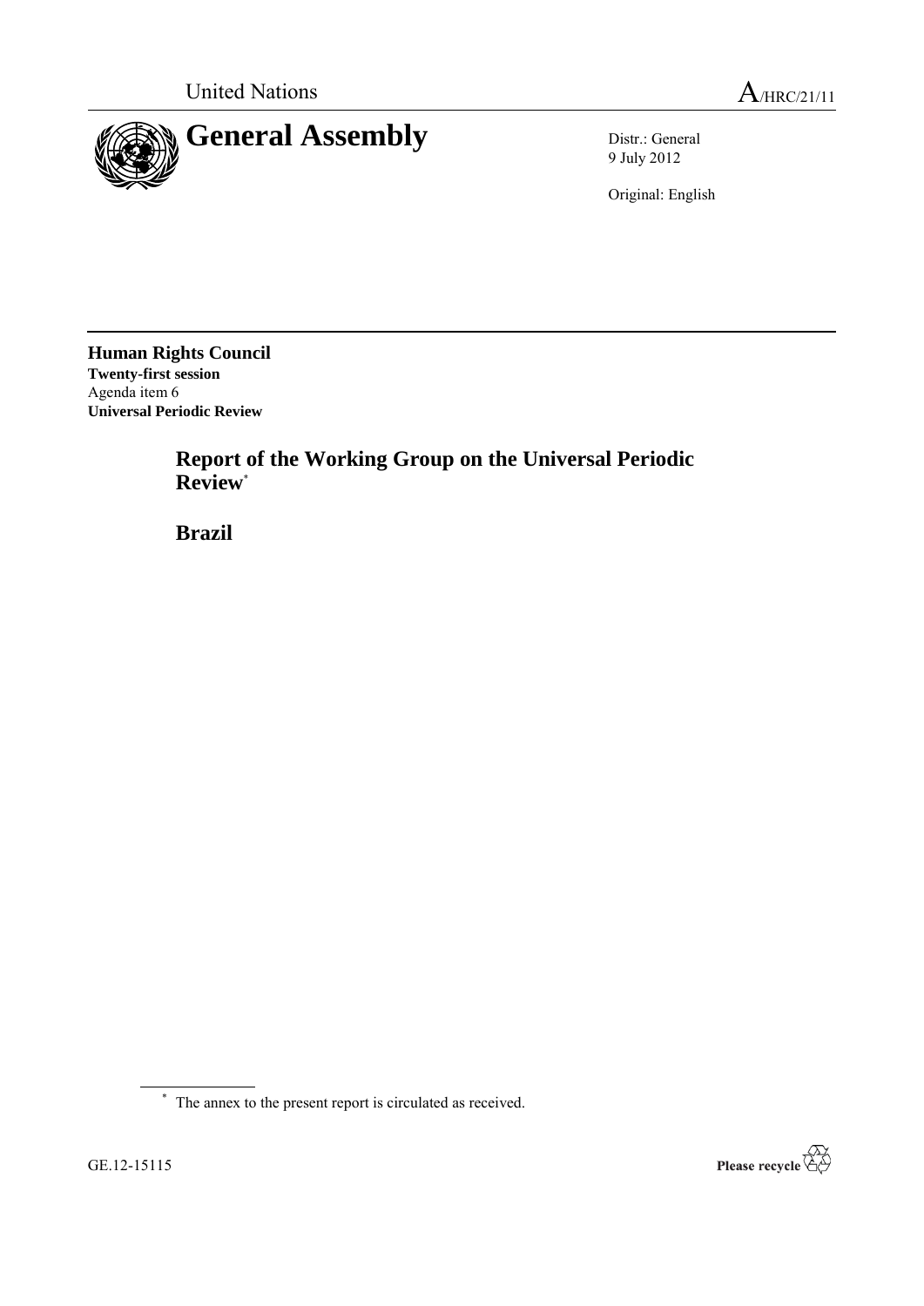United Nations A/HRC/21/11

# General Assembly

Distr.: General
9 July 2012

Original: English

**Human Rights Council**
**Twenty-first session**
Agenda item 6
**Universal Periodic Review**

## Report of the Working Group on the Universal Periodic Review[*]

## Brazil

[*] The annex to the present report is circulated as received.

GE.12-15115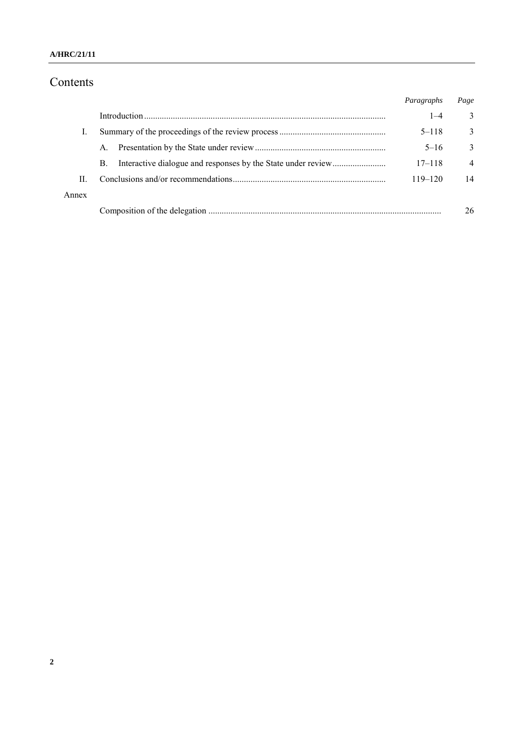# Contents

|  |  | *Paragraphs* | *Page* |
|---|---|---|---|
|  | Introduction | 1–4 | 3 |
| I. | Summary of the proceedings of the review process | 5–118 | 3 |
|  | A. Presentation by the State under review | 5–16 | 3 |
|  | B. Interactive dialogue and responses by the State under review | 17–118 | 4 |
| II. | Conclusions and/or recommendations | 119–120 | 14 |
| Annex |  |  |  |
|  | Composition of the delegation |  | 26 |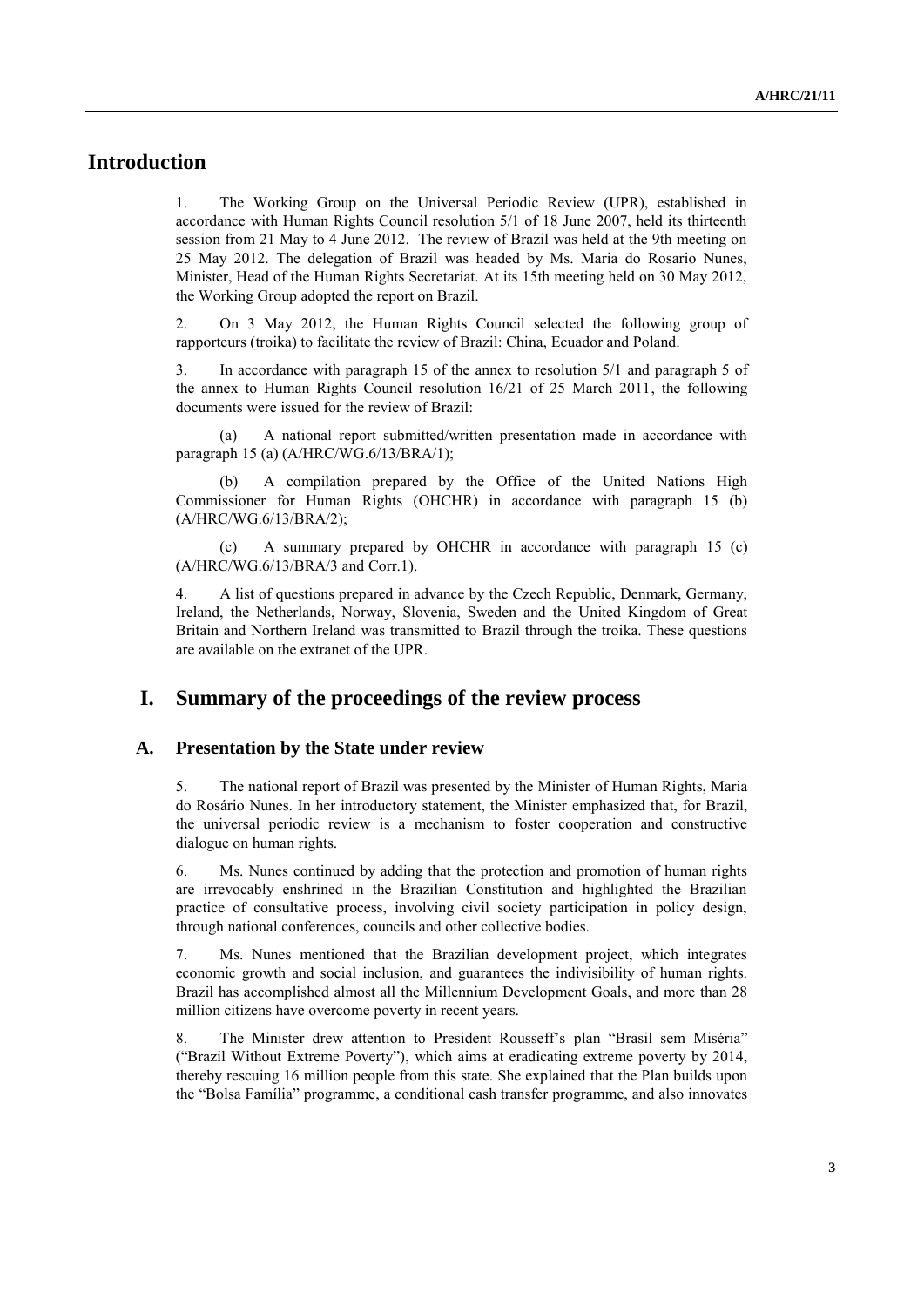# Introduction

1. The Working Group on the Universal Periodic Review (UPR), established in accordance with Human Rights Council resolution 5/1 of 18 June 2007, held its thirteenth session from 21 May to 4 June 2012. The review of Brazil was held at the 9th meeting on 25 May 2012. The delegation of Brazil was headed by Ms. Maria do Rosario Nunes, Minister, Head of the Human Rights Secretariat. At its 15th meeting held on 30 May 2012, the Working Group adopted the report on Brazil.

2. On 3 May 2012, the Human Rights Council selected the following group of rapporteurs (troika) to facilitate the review of Brazil: China, Ecuador and Poland.

3. In accordance with paragraph 15 of the annex to resolution 5/1 and paragraph 5 of the annex to Human Rights Council resolution 16/21 of 25 March 2011, the following documents were issued for the review of Brazil:

(a) A national report submitted/written presentation made in accordance with paragraph 15 (a) (A/HRC/WG.6/13/BRA/1);

(b) A compilation prepared by the Office of the United Nations High Commissioner for Human Rights (OHCHR) in accordance with paragraph 15 (b) (A/HRC/WG.6/13/BRA/2);

(c) A summary prepared by OHCHR in accordance with paragraph 15 (c) (A/HRC/WG.6/13/BRA/3 and Corr.1).

4. A list of questions prepared in advance by the Czech Republic, Denmark, Germany, Ireland, the Netherlands, Norway, Slovenia, Sweden and the United Kingdom of Great Britain and Northern Ireland was transmitted to Brazil through the troika. These questions are available on the extranet of the UPR.

# I. Summary of the proceedings of the review process

## A. Presentation by the State under review

5. The national report of Brazil was presented by the Minister of Human Rights, Maria do Rosário Nunes. In her introductory statement, the Minister emphasized that, for Brazil, the universal periodic review is a mechanism to foster cooperation and constructive dialogue on human rights.

6. Ms. Nunes continued by adding that the protection and promotion of human rights are irrevocably enshrined in the Brazilian Constitution and highlighted the Brazilian practice of consultative process, involving civil society participation in policy design, through national conferences, councils and other collective bodies.

7. Ms. Nunes mentioned that the Brazilian development project, which integrates economic growth and social inclusion, and guarantees the indivisibility of human rights. Brazil has accomplished almost all the Millennium Development Goals, and more than 28 million citizens have overcome poverty in recent years.

8. The Minister drew attention to President Rousseff's plan "Brasil sem Miséria" ("Brazil Without Extreme Poverty"), which aims at eradicating extreme poverty by 2014, thereby rescuing 16 million people from this state. She explained that the Plan builds upon the "Bolsa Família" programme, a conditional cash transfer programme, and also innovates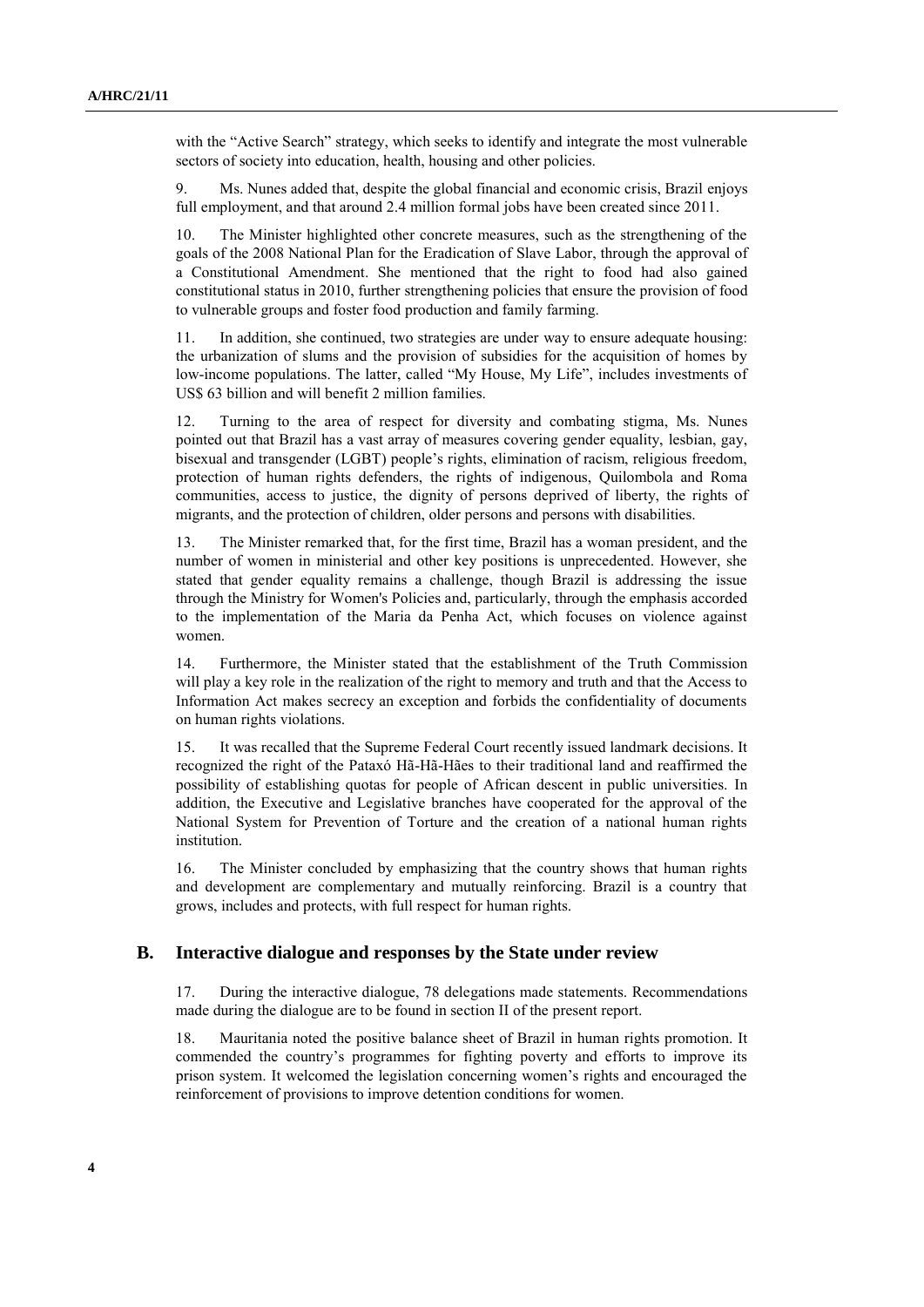with the "Active Search" strategy, which seeks to identify and integrate the most vulnerable sectors of society into education, health, housing and other policies.

9. Ms. Nunes added that, despite the global financial and economic crisis, Brazil enjoys full employment, and that around 2.4 million formal jobs have been created since 2011.

10. The Minister highlighted other concrete measures, such as the strengthening of the goals of the 2008 National Plan for the Eradication of Slave Labor, through the approval of a Constitutional Amendment. She mentioned that the right to food had also gained constitutional status in 2010, further strengthening policies that ensure the provision of food to vulnerable groups and foster food production and family farming.

11. In addition, she continued, two strategies are under way to ensure adequate housing: the urbanization of slums and the provision of subsidies for the acquisition of homes by low-income populations. The latter, called "My House, My Life", includes investments of US$ 63 billion and will benefit 2 million families.

12. Turning to the area of respect for diversity and combating stigma, Ms. Nunes pointed out that Brazil has a vast array of measures covering gender equality, lesbian, gay, bisexual and transgender (LGBT) people's rights, elimination of racism, religious freedom, protection of human rights defenders, the rights of indigenous, Quilombola and Roma communities, access to justice, the dignity of persons deprived of liberty, the rights of migrants, and the protection of children, older persons and persons with disabilities.

13. The Minister remarked that, for the first time, Brazil has a woman president, and the number of women in ministerial and other key positions is unprecedented. However, she stated that gender equality remains a challenge, though Brazil is addressing the issue through the Ministry for Women's Policies and, particularly, through the emphasis accorded to the implementation of the Maria da Penha Act, which focuses on violence against women.

14. Furthermore, the Minister stated that the establishment of the Truth Commission will play a key role in the realization of the right to memory and truth and that the Access to Information Act makes secrecy an exception and forbids the confidentiality of documents on human rights violations.

15. It was recalled that the Supreme Federal Court recently issued landmark decisions. It recognized the right of the Pataxó Hã-Hã-Hães to their traditional land and reaffirmed the possibility of establishing quotas for people of African descent in public universities. In addition, the Executive and Legislative branches have cooperated for the approval of the National System for Prevention of Torture and the creation of a national human rights institution.

16. The Minister concluded by emphasizing that the country shows that human rights and development are complementary and mutually reinforcing. Brazil is a country that grows, includes and protects, with full respect for human rights.

## B. Interactive dialogue and responses by the State under review

17. During the interactive dialogue, 78 delegations made statements. Recommendations made during the dialogue are to be found in section II of the present report.

18. Mauritania noted the positive balance sheet of Brazil in human rights promotion. It commended the country's programmes for fighting poverty and efforts to improve its prison system. It welcomed the legislation concerning women's rights and encouraged the reinforcement of provisions to improve detention conditions for women.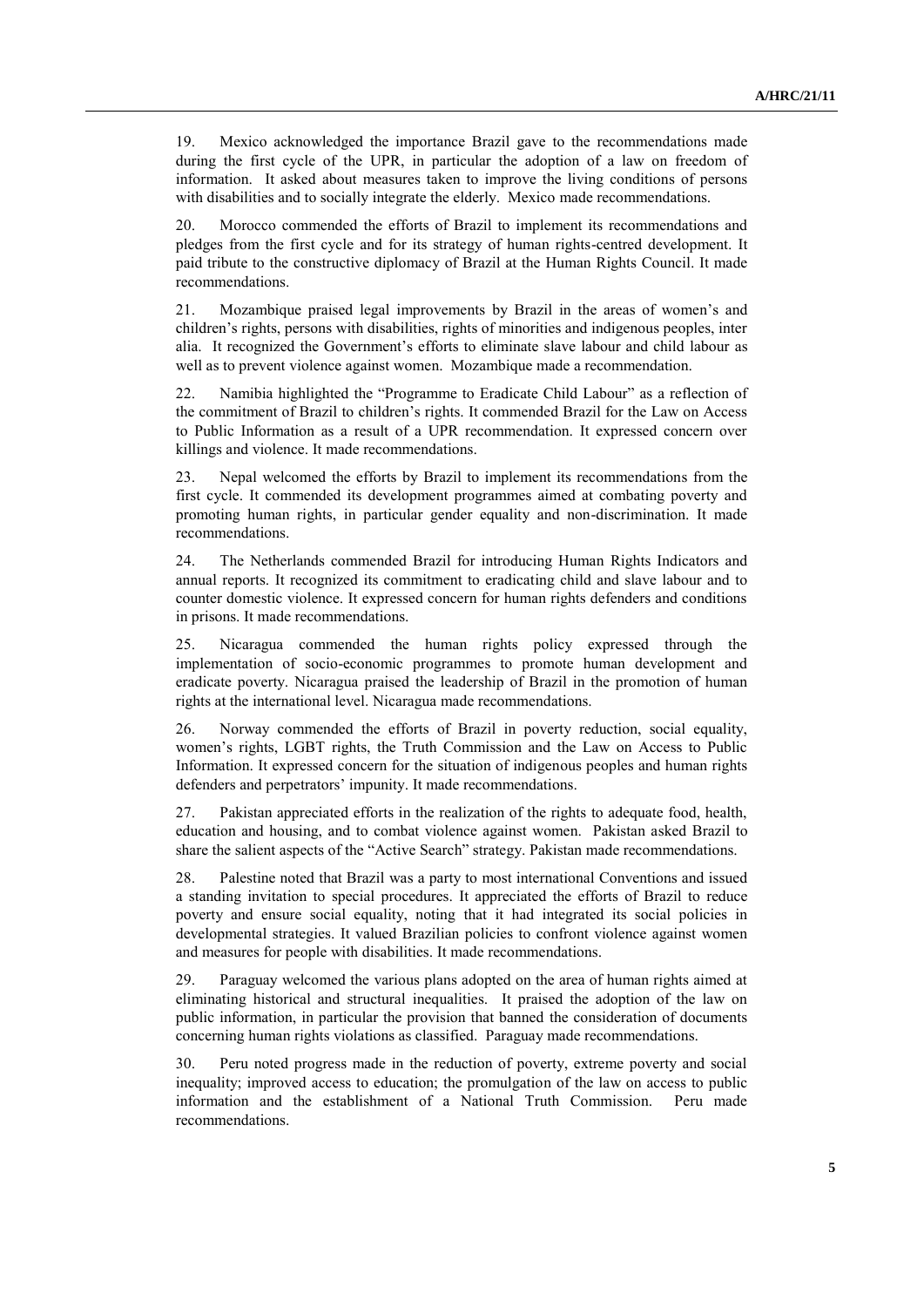19. Mexico acknowledged the importance Brazil gave to the recommendations made during the first cycle of the UPR, in particular the adoption of a law on freedom of information. It asked about measures taken to improve the living conditions of persons with disabilities and to socially integrate the elderly. Mexico made recommendations.

20. Morocco commended the efforts of Brazil to implement its recommendations and pledges from the first cycle and for its strategy of human rights-centred development. It paid tribute to the constructive diplomacy of Brazil at the Human Rights Council. It made recommendations.

21. Mozambique praised legal improvements by Brazil in the areas of women's and children's rights, persons with disabilities, rights of minorities and indigenous peoples, inter alia. It recognized the Government's efforts to eliminate slave labour and child labour as well as to prevent violence against women. Mozambique made a recommendation.

22. Namibia highlighted the "Programme to Eradicate Child Labour" as a reflection of the commitment of Brazil to children's rights. It commended Brazil for the Law on Access to Public Information as a result of a UPR recommendation. It expressed concern over killings and violence. It made recommendations.

23. Nepal welcomed the efforts by Brazil to implement its recommendations from the first cycle. It commended its development programmes aimed at combating poverty and promoting human rights, in particular gender equality and non-discrimination. It made recommendations.

24. The Netherlands commended Brazil for introducing Human Rights Indicators and annual reports. It recognized its commitment to eradicating child and slave labour and to counter domestic violence. It expressed concern for human rights defenders and conditions in prisons. It made recommendations.

25. Nicaragua commended the human rights policy expressed through the implementation of socio-economic programmes to promote human development and eradicate poverty. Nicaragua praised the leadership of Brazil in the promotion of human rights at the international level. Nicaragua made recommendations.

26. Norway commended the efforts of Brazil in poverty reduction, social equality, women's rights, LGBT rights, the Truth Commission and the Law on Access to Public Information. It expressed concern for the situation of indigenous peoples and human rights defenders and perpetrators' impunity. It made recommendations.

27. Pakistan appreciated efforts in the realization of the rights to adequate food, health, education and housing, and to combat violence against women. Pakistan asked Brazil to share the salient aspects of the "Active Search" strategy. Pakistan made recommendations.

28. Palestine noted that Brazil was a party to most international Conventions and issued a standing invitation to special procedures. It appreciated the efforts of Brazil to reduce poverty and ensure social equality, noting that it had integrated its social policies in developmental strategies. It valued Brazilian policies to confront violence against women and measures for people with disabilities. It made recommendations.

29. Paraguay welcomed the various plans adopted on the area of human rights aimed at eliminating historical and structural inequalities. It praised the adoption of the law on public information, in particular the provision that banned the consideration of documents concerning human rights violations as classified. Paraguay made recommendations.

30. Peru noted progress made in the reduction of poverty, extreme poverty and social inequality; improved access to education; the promulgation of the law on access to public information and the establishment of a National Truth Commission. Peru made recommendations.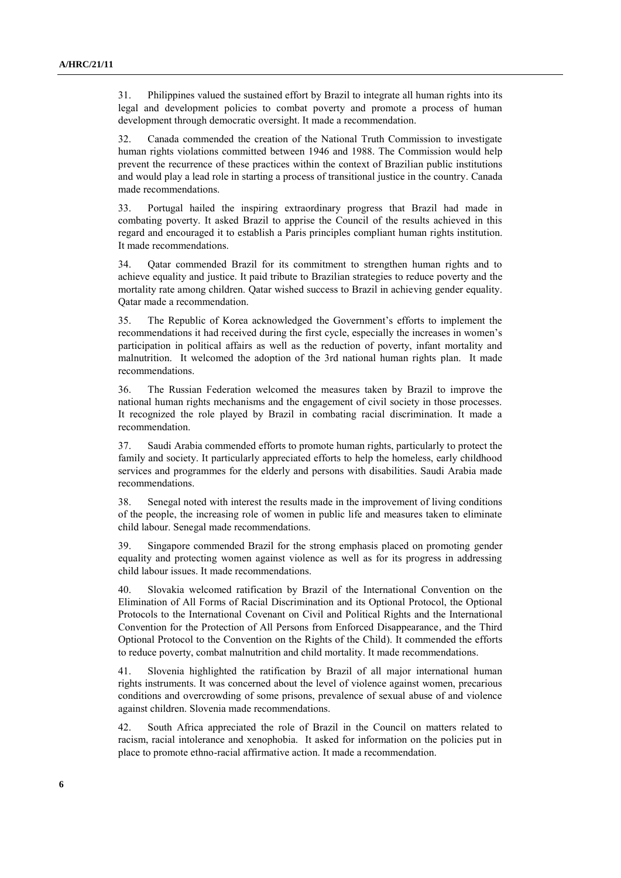31. Philippines valued the sustained effort by Brazil to integrate all human rights into its legal and development policies to combat poverty and promote a process of human development through democratic oversight. It made a recommendation.

32. Canada commended the creation of the National Truth Commission to investigate human rights violations committed between 1946 and 1988. The Commission would help prevent the recurrence of these practices within the context of Brazilian public institutions and would play a lead role in starting a process of transitional justice in the country. Canada made recommendations.

33. Portugal hailed the inspiring extraordinary progress that Brazil had made in combating poverty. It asked Brazil to apprise the Council of the results achieved in this regard and encouraged it to establish a Paris principles compliant human rights institution. It made recommendations.

34. Qatar commended Brazil for its commitment to strengthen human rights and to achieve equality and justice. It paid tribute to Brazilian strategies to reduce poverty and the mortality rate among children. Qatar wished success to Brazil in achieving gender equality. Qatar made a recommendation.

35. The Republic of Korea acknowledged the Government's efforts to implement the recommendations it had received during the first cycle, especially the increases in women's participation in political affairs as well as the reduction of poverty, infant mortality and malnutrition. It welcomed the adoption of the 3rd national human rights plan. It made recommendations.

36. The Russian Federation welcomed the measures taken by Brazil to improve the national human rights mechanisms and the engagement of civil society in those processes. It recognized the role played by Brazil in combating racial discrimination. It made a recommendation.

37. Saudi Arabia commended efforts to promote human rights, particularly to protect the family and society. It particularly appreciated efforts to help the homeless, early childhood services and programmes for the elderly and persons with disabilities. Saudi Arabia made recommendations.

38. Senegal noted with interest the results made in the improvement of living conditions of the people, the increasing role of women in public life and measures taken to eliminate child labour. Senegal made recommendations.

39. Singapore commended Brazil for the strong emphasis placed on promoting gender equality and protecting women against violence as well as for its progress in addressing child labour issues. It made recommendations.

40. Slovakia welcomed ratification by Brazil of the International Convention on the Elimination of All Forms of Racial Discrimination and its Optional Protocol, the Optional Protocols to the International Covenant on Civil and Political Rights and the International Convention for the Protection of All Persons from Enforced Disappearance, and the Third Optional Protocol to the Convention on the Rights of the Child). It commended the efforts to reduce poverty, combat malnutrition and child mortality. It made recommendations.

41. Slovenia highlighted the ratification by Brazil of all major international human rights instruments. It was concerned about the level of violence against women, precarious conditions and overcrowding of some prisons, prevalence of sexual abuse of and violence against children. Slovenia made recommendations.

42. South Africa appreciated the role of Brazil in the Council on matters related to racism, racial intolerance and xenophobia. It asked for information on the policies put in place to promote ethno-racial affirmative action. It made a recommendation.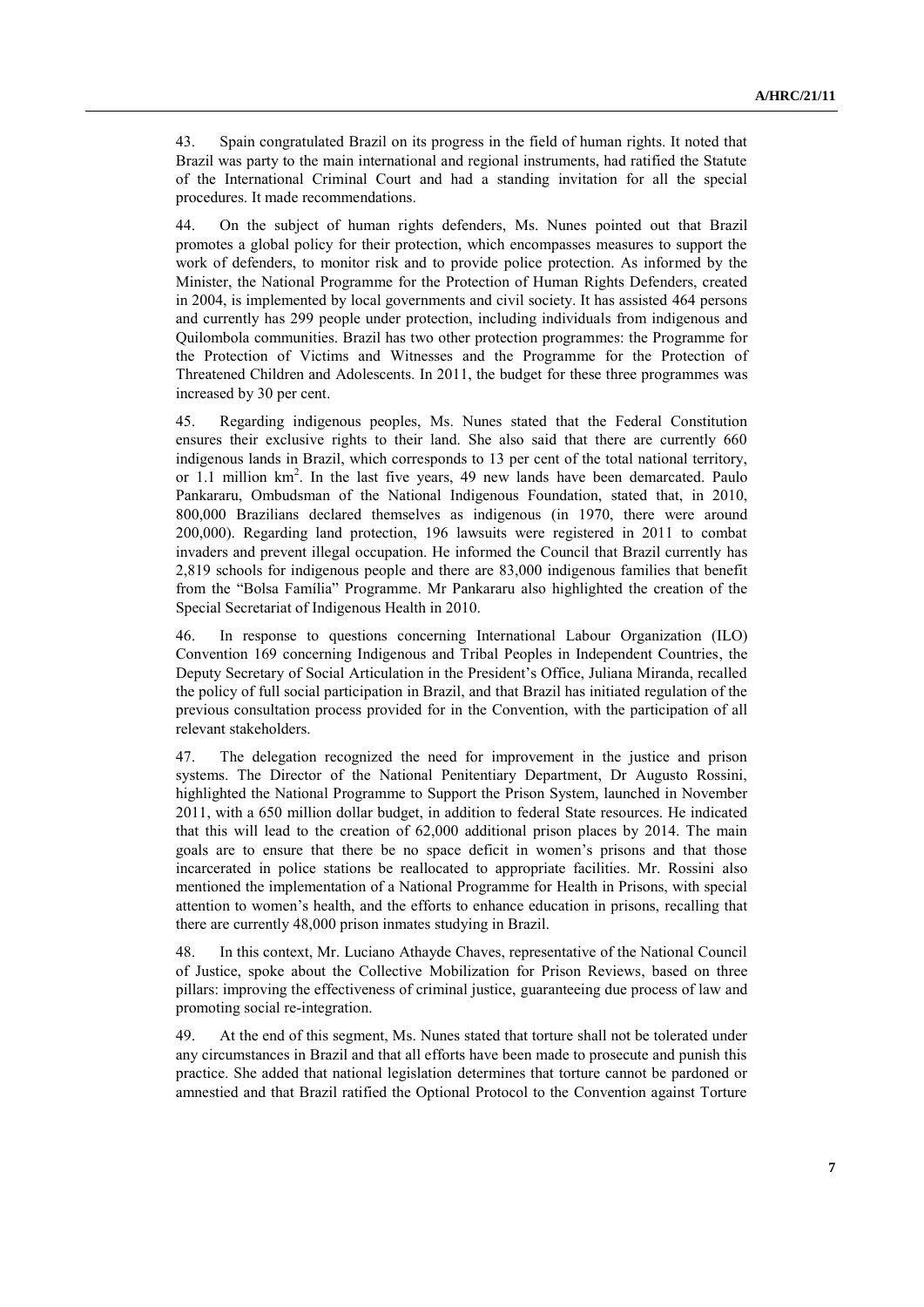43. Spain congratulated Brazil on its progress in the field of human rights. It noted that Brazil was party to the main international and regional instruments, had ratified the Statute of the International Criminal Court and had a standing invitation for all the special procedures. It made recommendations.

44. On the subject of human rights defenders, Ms. Nunes pointed out that Brazil promotes a global policy for their protection, which encompasses measures to support the work of defenders, to monitor risk and to provide police protection. As informed by the Minister, the National Programme for the Protection of Human Rights Defenders, created in 2004, is implemented by local governments and civil society. It has assisted 464 persons and currently has 299 people under protection, including individuals from indigenous and Quilombola communities. Brazil has two other protection programmes: the Programme for the Protection of Victims and Witnesses and the Programme for the Protection of Threatened Children and Adolescents. In 2011, the budget for these three programmes was increased by 30 per cent.

45. Regarding indigenous peoples, Ms. Nunes stated that the Federal Constitution ensures their exclusive rights to their land. She also said that there are currently 660 indigenous lands in Brazil, which corresponds to 13 per cent of the total national territory, or 1.1 million km$^2$. In the last five years, 49 new lands have been demarcated. Paulo Pankararu, Ombudsman of the National Indigenous Foundation, stated that, in 2010, 800,000 Brazilians declared themselves as indigenous (in 1970, there were around 200,000). Regarding land protection, 196 lawsuits were registered in 2011 to combat invaders and prevent illegal occupation. He informed the Council that Brazil currently has 2,819 schools for indigenous people and there are 83,000 indigenous families that benefit from the "Bolsa Família" Programme. Mr Pankararu also highlighted the creation of the Special Secretariat of Indigenous Health in 2010.

46. In response to questions concerning International Labour Organization (ILO) Convention 169 concerning Indigenous and Tribal Peoples in Independent Countries, the Deputy Secretary of Social Articulation in the President's Office, Juliana Miranda, recalled the policy of full social participation in Brazil, and that Brazil has initiated regulation of the previous consultation process provided for in the Convention, with the participation of all relevant stakeholders.

47. The delegation recognized the need for improvement in the justice and prison systems. The Director of the National Penitentiary Department, Dr Augusto Rossini, highlighted the National Programme to Support the Prison System, launched in November 2011, with a 650 million dollar budget, in addition to federal State resources. He indicated that this will lead to the creation of 62,000 additional prison places by 2014. The main goals are to ensure that there be no space deficit in women's prisons and that those incarcerated in police stations be reallocated to appropriate facilities. Mr. Rossini also mentioned the implementation of a National Programme for Health in Prisons, with special attention to women's health, and the efforts to enhance education in prisons, recalling that there are currently 48,000 prison inmates studying in Brazil.

48. In this context, Mr. Luciano Athayde Chaves, representative of the National Council of Justice, spoke about the Collective Mobilization for Prison Reviews, based on three pillars: improving the effectiveness of criminal justice, guaranteeing due process of law and promoting social re-integration.

49. At the end of this segment, Ms. Nunes stated that torture shall not be tolerated under any circumstances in Brazil and that all efforts have been made to prosecute and punish this practice. She added that national legislation determines that torture cannot be pardoned or amnestied and that Brazil ratified the Optional Protocol to the Convention against Torture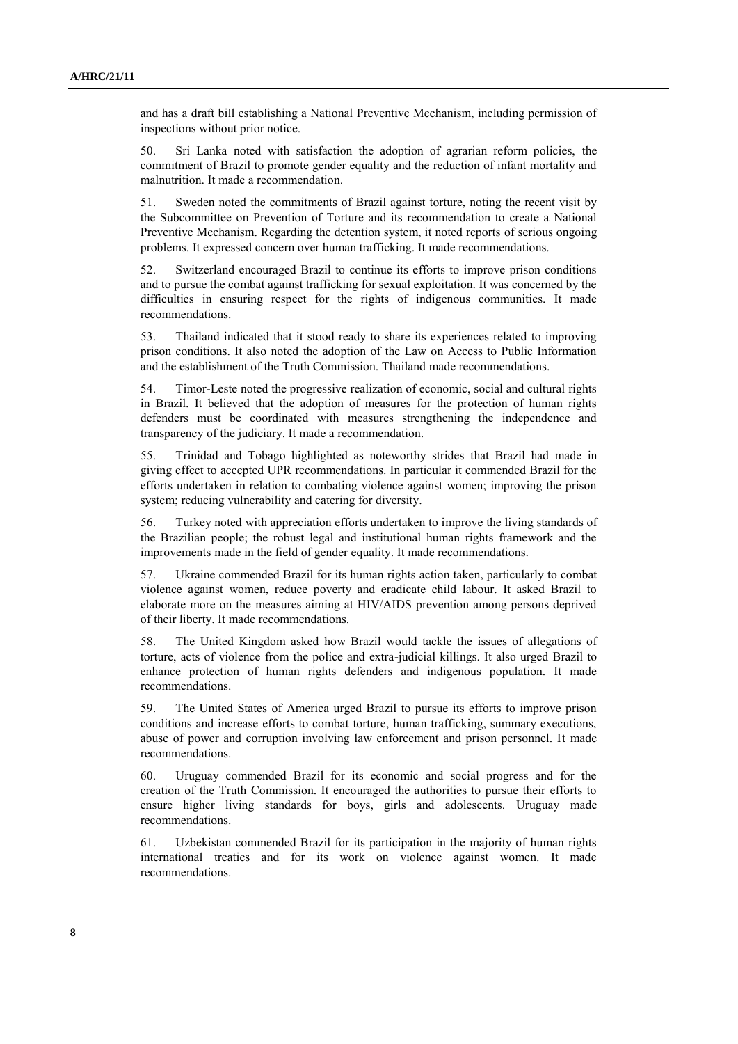and has a draft bill establishing a National Preventive Mechanism, including permission of inspections without prior notice.

50. Sri Lanka noted with satisfaction the adoption of agrarian reform policies, the commitment of Brazil to promote gender equality and the reduction of infant mortality and malnutrition. It made a recommendation.

51. Sweden noted the commitments of Brazil against torture, noting the recent visit by the Subcommittee on Prevention of Torture and its recommendation to create a National Preventive Mechanism. Regarding the detention system, it noted reports of serious ongoing problems. It expressed concern over human trafficking. It made recommendations.

52. Switzerland encouraged Brazil to continue its efforts to improve prison conditions and to pursue the combat against trafficking for sexual exploitation. It was concerned by the difficulties in ensuring respect for the rights of indigenous communities. It made recommendations.

53. Thailand indicated that it stood ready to share its experiences related to improving prison conditions. It also noted the adoption of the Law on Access to Public Information and the establishment of the Truth Commission. Thailand made recommendations.

54. Timor-Leste noted the progressive realization of economic, social and cultural rights in Brazil. It believed that the adoption of measures for the protection of human rights defenders must be coordinated with measures strengthening the independence and transparency of the judiciary. It made a recommendation.

55. Trinidad and Tobago highlighted as noteworthy strides that Brazil had made in giving effect to accepted UPR recommendations. In particular it commended Brazil for the efforts undertaken in relation to combating violence against women; improving the prison system; reducing vulnerability and catering for diversity.

56. Turkey noted with appreciation efforts undertaken to improve the living standards of the Brazilian people; the robust legal and institutional human rights framework and the improvements made in the field of gender equality. It made recommendations.

57. Ukraine commended Brazil for its human rights action taken, particularly to combat violence against women, reduce poverty and eradicate child labour. It asked Brazil to elaborate more on the measures aiming at HIV/AIDS prevention among persons deprived of their liberty. It made recommendations.

58. The United Kingdom asked how Brazil would tackle the issues of allegations of torture, acts of violence from the police and extra-judicial killings. It also urged Brazil to enhance protection of human rights defenders and indigenous population. It made recommendations.

59. The United States of America urged Brazil to pursue its efforts to improve prison conditions and increase efforts to combat torture, human trafficking, summary executions, abuse of power and corruption involving law enforcement and prison personnel. It made recommendations.

60. Uruguay commended Brazil for its economic and social progress and for the creation of the Truth Commission. It encouraged the authorities to pursue their efforts to ensure higher living standards for boys, girls and adolescents. Uruguay made recommendations.

61. Uzbekistan commended Brazil for its participation in the majority of human rights international treaties and for its work on violence against women. It made recommendations.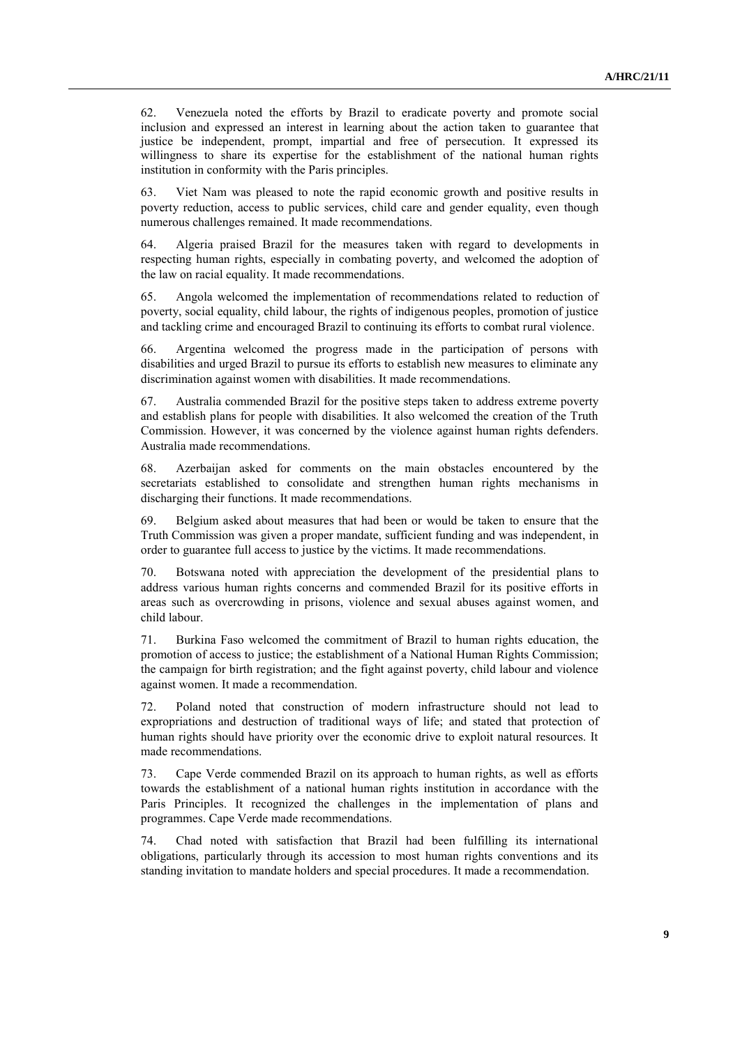62. Venezuela noted the efforts by Brazil to eradicate poverty and promote social inclusion and expressed an interest in learning about the action taken to guarantee that justice be independent, prompt, impartial and free of persecution. It expressed its willingness to share its expertise for the establishment of the national human rights institution in conformity with the Paris principles.

63. Viet Nam was pleased to note the rapid economic growth and positive results in poverty reduction, access to public services, child care and gender equality, even though numerous challenges remained. It made recommendations.

64. Algeria praised Brazil for the measures taken with regard to developments in respecting human rights, especially in combating poverty, and welcomed the adoption of the law on racial equality. It made recommendations.

65. Angola welcomed the implementation of recommendations related to reduction of poverty, social equality, child labour, the rights of indigenous peoples, promotion of justice and tackling crime and encouraged Brazil to continuing its efforts to combat rural violence.

66. Argentina welcomed the progress made in the participation of persons with disabilities and urged Brazil to pursue its efforts to establish new measures to eliminate any discrimination against women with disabilities. It made recommendations.

67. Australia commended Brazil for the positive steps taken to address extreme poverty and establish plans for people with disabilities. It also welcomed the creation of the Truth Commission. However, it was concerned by the violence against human rights defenders. Australia made recommendations.

68. Azerbaijan asked for comments on the main obstacles encountered by the secretariats established to consolidate and strengthen human rights mechanisms in discharging their functions. It made recommendations.

69. Belgium asked about measures that had been or would be taken to ensure that the Truth Commission was given a proper mandate, sufficient funding and was independent, in order to guarantee full access to justice by the victims. It made recommendations.

70. Botswana noted with appreciation the development of the presidential plans to address various human rights concerns and commended Brazil for its positive efforts in areas such as overcrowding in prisons, violence and sexual abuses against women, and child labour.

71. Burkina Faso welcomed the commitment of Brazil to human rights education, the promotion of access to justice; the establishment of a National Human Rights Commission; the campaign for birth registration; and the fight against poverty, child labour and violence against women. It made a recommendation.

72. Poland noted that construction of modern infrastructure should not lead to expropriations and destruction of traditional ways of life; and stated that protection of human rights should have priority over the economic drive to exploit natural resources. It made recommendations.

73. Cape Verde commended Brazil on its approach to human rights, as well as efforts towards the establishment of a national human rights institution in accordance with the Paris Principles. It recognized the challenges in the implementation of plans and programmes. Cape Verde made recommendations.

74. Chad noted with satisfaction that Brazil had been fulfilling its international obligations, particularly through its accession to most human rights conventions and its standing invitation to mandate holders and special procedures. It made a recommendation.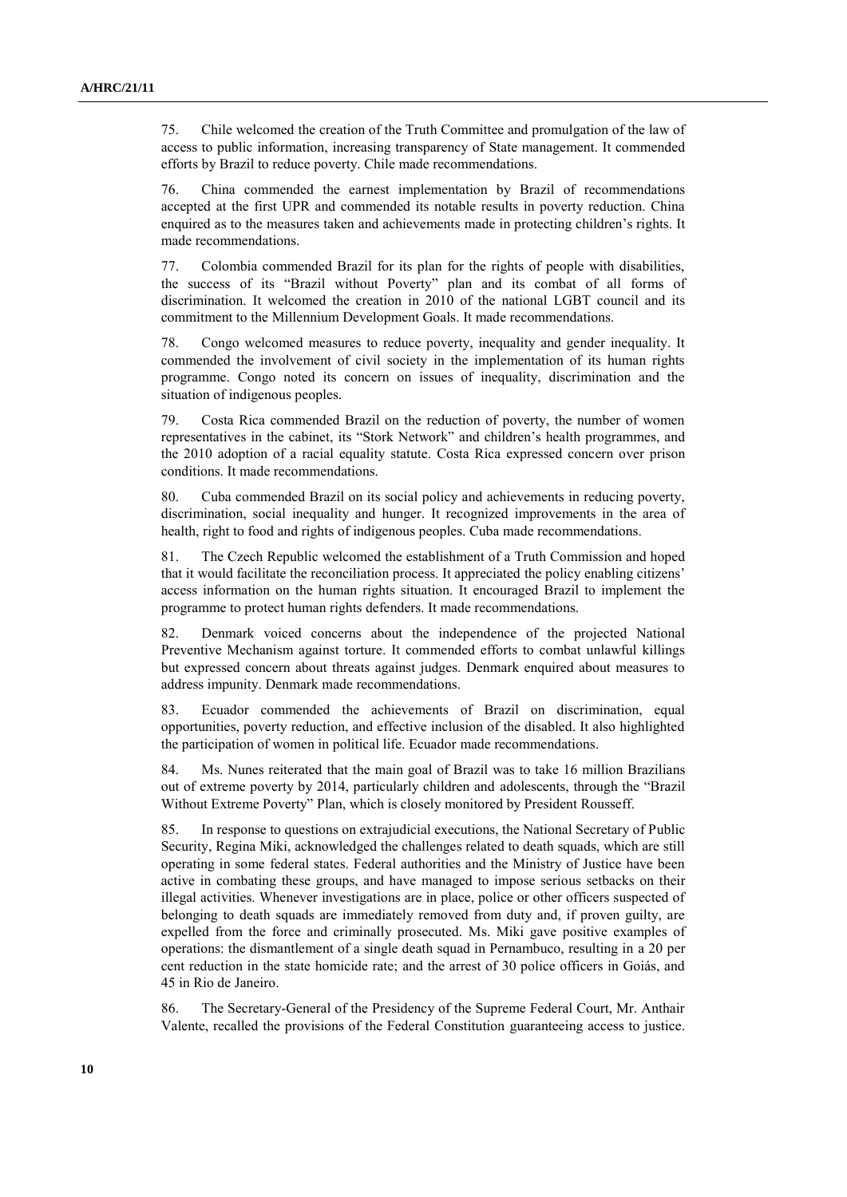75. Chile welcomed the creation of the Truth Committee and promulgation of the law of access to public information, increasing transparency of State management. It commended efforts by Brazil to reduce poverty. Chile made recommendations.

76. China commended the earnest implementation by Brazil of recommendations accepted at the first UPR and commended its notable results in poverty reduction. China enquired as to the measures taken and achievements made in protecting children's rights. It made recommendations.

77. Colombia commended Brazil for its plan for the rights of people with disabilities, the success of its "Brazil without Poverty" plan and its combat of all forms of discrimination. It welcomed the creation in 2010 of the national LGBT council and its commitment to the Millennium Development Goals. It made recommendations.

78. Congo welcomed measures to reduce poverty, inequality and gender inequality. It commended the involvement of civil society in the implementation of its human rights programme. Congo noted its concern on issues of inequality, discrimination and the situation of indigenous peoples.

79. Costa Rica commended Brazil on the reduction of poverty, the number of women representatives in the cabinet, its "Stork Network" and children's health programmes, and the 2010 adoption of a racial equality statute. Costa Rica expressed concern over prison conditions. It made recommendations.

80. Cuba commended Brazil on its social policy and achievements in reducing poverty, discrimination, social inequality and hunger. It recognized improvements in the area of health, right to food and rights of indigenous peoples. Cuba made recommendations.

81. The Czech Republic welcomed the establishment of a Truth Commission and hoped that it would facilitate the reconciliation process. It appreciated the policy enabling citizens' access information on the human rights situation. It encouraged Brazil to implement the programme to protect human rights defenders. It made recommendations.

82. Denmark voiced concerns about the independence of the projected National Preventive Mechanism against torture. It commended efforts to combat unlawful killings but expressed concern about threats against judges. Denmark enquired about measures to address impunity. Denmark made recommendations.

83. Ecuador commended the achievements of Brazil on discrimination, equal opportunities, poverty reduction, and effective inclusion of the disabled. It also highlighted the participation of women in political life. Ecuador made recommendations.

84. Ms. Nunes reiterated that the main goal of Brazil was to take 16 million Brazilians out of extreme poverty by 2014, particularly children and adolescents, through the "Brazil Without Extreme Poverty" Plan, which is closely monitored by President Rousseff.

85. In response to questions on extrajudicial executions, the National Secretary of Public Security, Regina Miki, acknowledged the challenges related to death squads, which are still operating in some federal states. Federal authorities and the Ministry of Justice have been active in combating these groups, and have managed to impose serious setbacks on their illegal activities. Whenever investigations are in place, police or other officers suspected of belonging to death squads are immediately removed from duty and, if proven guilty, are expelled from the force and criminally prosecuted. Ms. Miki gave positive examples of operations: the dismantlement of a single death squad in Pernambuco, resulting in a 20 per cent reduction in the state homicide rate; and the arrest of 30 police officers in Goiás, and 45 in Rio de Janeiro.

86. The Secretary-General of the Presidency of the Supreme Federal Court, Mr. Anthair Valente, recalled the provisions of the Federal Constitution guaranteeing access to justice.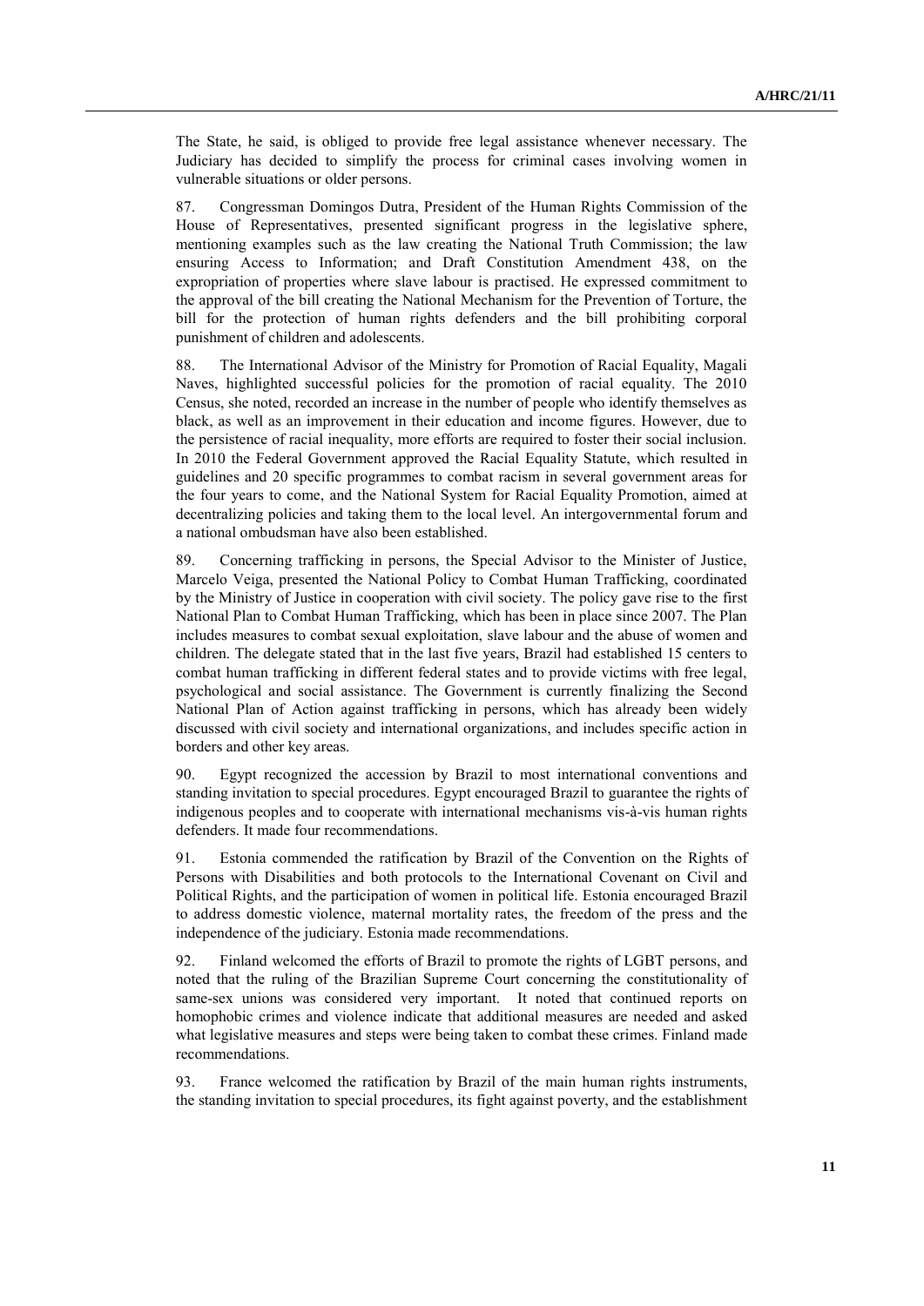The State, he said, is obliged to provide free legal assistance whenever necessary. The Judiciary has decided to simplify the process for criminal cases involving women in vulnerable situations or older persons.

87. Congressman Domingos Dutra, President of the Human Rights Commission of the House of Representatives, presented significant progress in the legislative sphere, mentioning examples such as the law creating the National Truth Commission; the law ensuring Access to Information; and Draft Constitution Amendment 438, on the expropriation of properties where slave labour is practised. He expressed commitment to the approval of the bill creating the National Mechanism for the Prevention of Torture, the bill for the protection of human rights defenders and the bill prohibiting corporal punishment of children and adolescents.

88. The International Advisor of the Ministry for Promotion of Racial Equality, Magali Naves, highlighted successful policies for the promotion of racial equality. The 2010 Census, she noted, recorded an increase in the number of people who identify themselves as black, as well as an improvement in their education and income figures. However, due to the persistence of racial inequality, more efforts are required to foster their social inclusion. In 2010 the Federal Government approved the Racial Equality Statute, which resulted in guidelines and 20 specific programmes to combat racism in several government areas for the four years to come, and the National System for Racial Equality Promotion, aimed at decentralizing policies and taking them to the local level. An intergovernmental forum and a national ombudsman have also been established.

89. Concerning trafficking in persons, the Special Advisor to the Minister of Justice, Marcelo Veiga, presented the National Policy to Combat Human Trafficking, coordinated by the Ministry of Justice in cooperation with civil society. The policy gave rise to the first National Plan to Combat Human Trafficking, which has been in place since 2007. The Plan includes measures to combat sexual exploitation, slave labour and the abuse of women and children. The delegate stated that in the last five years, Brazil had established 15 centers to combat human trafficking in different federal states and to provide victims with free legal, psychological and social assistance. The Government is currently finalizing the Second National Plan of Action against trafficking in persons, which has already been widely discussed with civil society and international organizations, and includes specific action in borders and other key areas.

90. Egypt recognized the accession by Brazil to most international conventions and standing invitation to special procedures. Egypt encouraged Brazil to guarantee the rights of indigenous peoples and to cooperate with international mechanisms vis-à-vis human rights defenders. It made four recommendations.

91. Estonia commended the ratification by Brazil of the Convention on the Rights of Persons with Disabilities and both protocols to the International Covenant on Civil and Political Rights, and the participation of women in political life. Estonia encouraged Brazil to address domestic violence, maternal mortality rates, the freedom of the press and the independence of the judiciary. Estonia made recommendations.

92. Finland welcomed the efforts of Brazil to promote the rights of LGBT persons, and noted that the ruling of the Brazilian Supreme Court concerning the constitutionality of same-sex unions was considered very important. It noted that continued reports on homophobic crimes and violence indicate that additional measures are needed and asked what legislative measures and steps were being taken to combat these crimes. Finland made recommendations.

93. France welcomed the ratification by Brazil of the main human rights instruments, the standing invitation to special procedures, its fight against poverty, and the establishment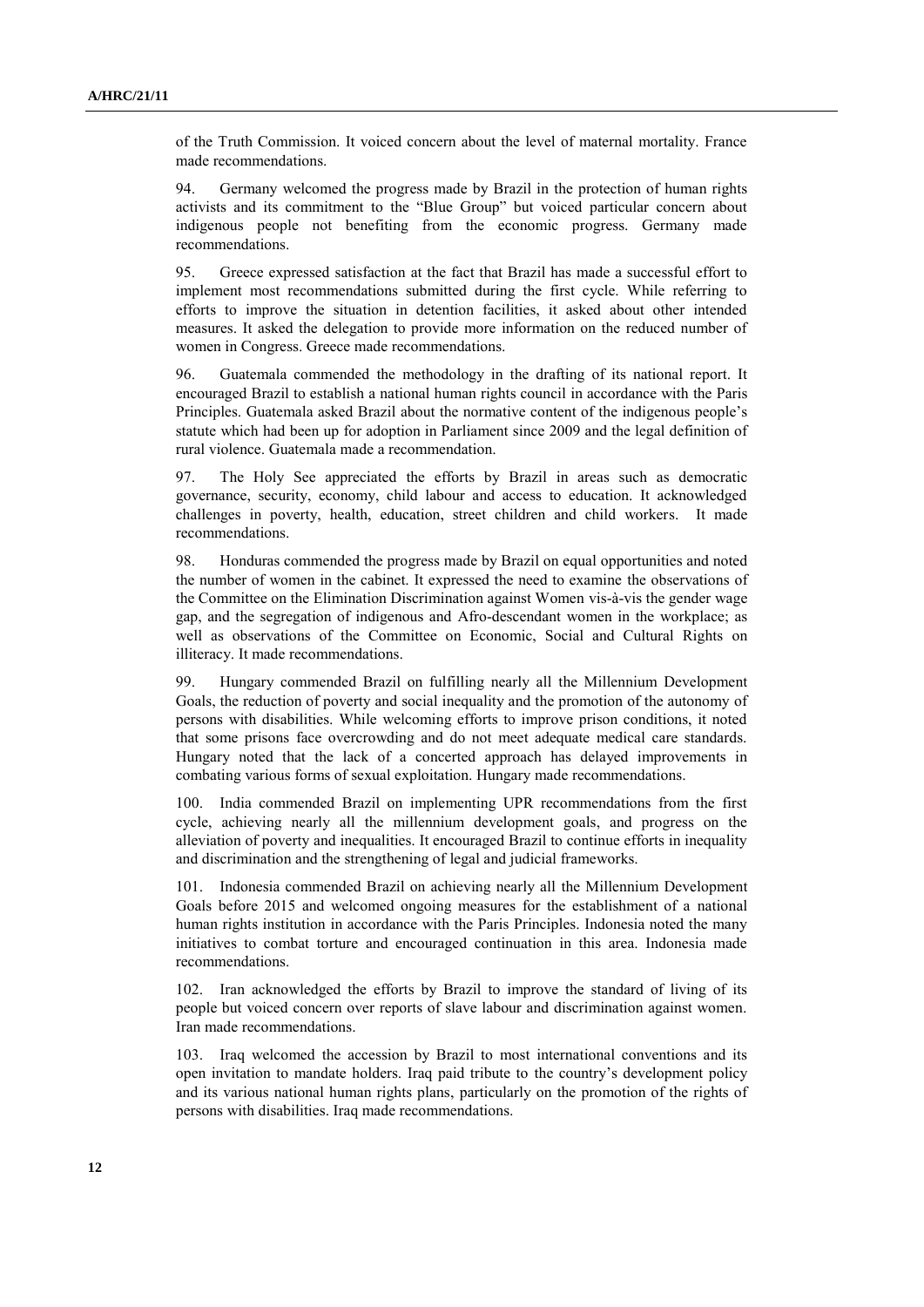of the Truth Commission. It voiced concern about the level of maternal mortality. France made recommendations.

94. Germany welcomed the progress made by Brazil in the protection of human rights activists and its commitment to the "Blue Group" but voiced particular concern about indigenous people not benefiting from the economic progress. Germany made recommendations.

95. Greece expressed satisfaction at the fact that Brazil has made a successful effort to implement most recommendations submitted during the first cycle. While referring to efforts to improve the situation in detention facilities, it asked about other intended measures. It asked the delegation to provide more information on the reduced number of women in Congress. Greece made recommendations.

96. Guatemala commended the methodology in the drafting of its national report. It encouraged Brazil to establish a national human rights council in accordance with the Paris Principles. Guatemala asked Brazil about the normative content of the indigenous people's statute which had been up for adoption in Parliament since 2009 and the legal definition of rural violence. Guatemala made a recommendation.

97. The Holy See appreciated the efforts by Brazil in areas such as democratic governance, security, economy, child labour and access to education. It acknowledged challenges in poverty, health, education, street children and child workers. It made recommendations.

98. Honduras commended the progress made by Brazil on equal opportunities and noted the number of women in the cabinet. It expressed the need to examine the observations of the Committee on the Elimination Discrimination against Women vis-à-vis the gender wage gap, and the segregation of indigenous and Afro-descendant women in the workplace; as well as observations of the Committee on Economic, Social and Cultural Rights on illiteracy. It made recommendations.

99. Hungary commended Brazil on fulfilling nearly all the Millennium Development Goals, the reduction of poverty and social inequality and the promotion of the autonomy of persons with disabilities. While welcoming efforts to improve prison conditions, it noted that some prisons face overcrowding and do not meet adequate medical care standards. Hungary noted that the lack of a concerted approach has delayed improvements in combating various forms of sexual exploitation. Hungary made recommendations.

100. India commended Brazil on implementing UPR recommendations from the first cycle, achieving nearly all the millennium development goals, and progress on the alleviation of poverty and inequalities. It encouraged Brazil to continue efforts in inequality and discrimination and the strengthening of legal and judicial frameworks.

101. Indonesia commended Brazil on achieving nearly all the Millennium Development Goals before 2015 and welcomed ongoing measures for the establishment of a national human rights institution in accordance with the Paris Principles. Indonesia noted the many initiatives to combat torture and encouraged continuation in this area. Indonesia made recommendations.

102. Iran acknowledged the efforts by Brazil to improve the standard of living of its people but voiced concern over reports of slave labour and discrimination against women. Iran made recommendations.

103. Iraq welcomed the accession by Brazil to most international conventions and its open invitation to mandate holders. Iraq paid tribute to the country's development policy and its various national human rights plans, particularly on the promotion of the rights of persons with disabilities. Iraq made recommendations.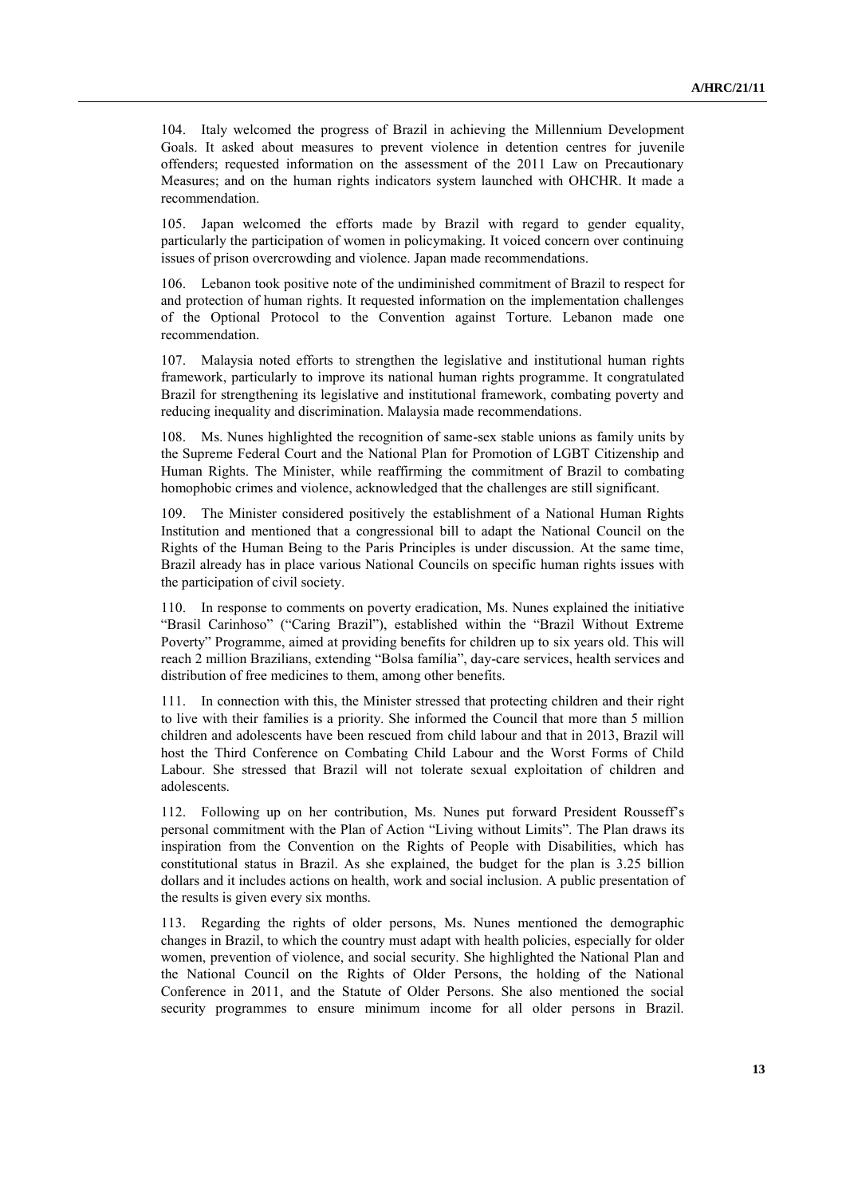104. Italy welcomed the progress of Brazil in achieving the Millennium Development Goals. It asked about measures to prevent violence in detention centres for juvenile offenders; requested information on the assessment of the 2011 Law on Precautionary Measures; and on the human rights indicators system launched with OHCHR. It made a recommendation.

105. Japan welcomed the efforts made by Brazil with regard to gender equality, particularly the participation of women in policymaking. It voiced concern over continuing issues of prison overcrowding and violence. Japan made recommendations.

106. Lebanon took positive note of the undiminished commitment of Brazil to respect for and protection of human rights. It requested information on the implementation challenges of the Optional Protocol to the Convention against Torture. Lebanon made one recommendation.

107. Malaysia noted efforts to strengthen the legislative and institutional human rights framework, particularly to improve its national human rights programme. It congratulated Brazil for strengthening its legislative and institutional framework, combating poverty and reducing inequality and discrimination. Malaysia made recommendations.

108. Ms. Nunes highlighted the recognition of same-sex stable unions as family units by the Supreme Federal Court and the National Plan for Promotion of LGBT Citizenship and Human Rights. The Minister, while reaffirming the commitment of Brazil to combating homophobic crimes and violence, acknowledged that the challenges are still significant.

109. The Minister considered positively the establishment of a National Human Rights Institution and mentioned that a congressional bill to adapt the National Council on the Rights of the Human Being to the Paris Principles is under discussion. At the same time, Brazil already has in place various National Councils on specific human rights issues with the participation of civil society.

110. In response to comments on poverty eradication, Ms. Nunes explained the initiative "Brasil Carinhoso" ("Caring Brazil"), established within the "Brazil Without Extreme Poverty" Programme, aimed at providing benefits for children up to six years old. This will reach 2 million Brazilians, extending "Bolsa família", day-care services, health services and distribution of free medicines to them, among other benefits.

111. In connection with this, the Minister stressed that protecting children and their right to live with their families is a priority. She informed the Council that more than 5 million children and adolescents have been rescued from child labour and that in 2013, Brazil will host the Third Conference on Combating Child Labour and the Worst Forms of Child Labour. She stressed that Brazil will not tolerate sexual exploitation of children and adolescents.

112. Following up on her contribution, Ms. Nunes put forward President Rousseff's personal commitment with the Plan of Action "Living without Limits". The Plan draws its inspiration from the Convention on the Rights of People with Disabilities, which has constitutional status in Brazil. As she explained, the budget for the plan is 3.25 billion dollars and it includes actions on health, work and social inclusion. A public presentation of the results is given every six months.

113. Regarding the rights of older persons, Ms. Nunes mentioned the demographic changes in Brazil, to which the country must adapt with health policies, especially for older women, prevention of violence, and social security. She highlighted the National Plan and the National Council on the Rights of Older Persons, the holding of the National Conference in 2011, and the Statute of Older Persons. She also mentioned the social security programmes to ensure minimum income for all older persons in Brazil.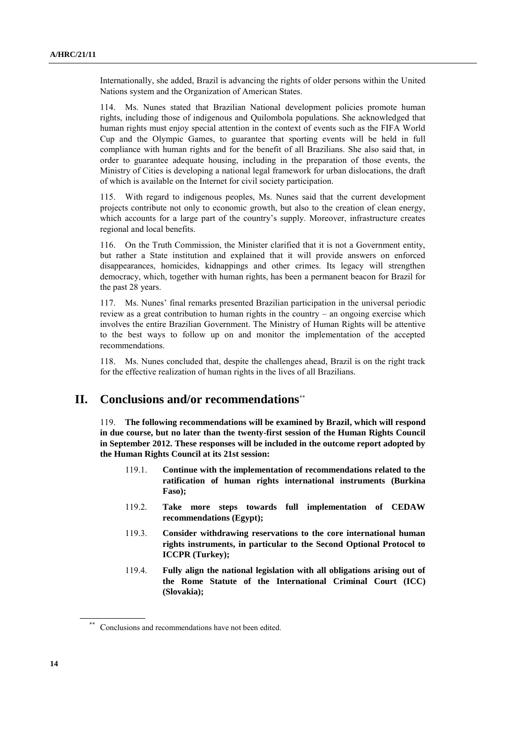Internationally, she added, Brazil is advancing the rights of older persons within the United Nations system and the Organization of American States.

114. Ms. Nunes stated that Brazilian National development policies promote human rights, including those of indigenous and Quilombola populations. She acknowledged that human rights must enjoy special attention in the context of events such as the FIFA World Cup and the Olympic Games, to guarantee that sporting events will be held in full compliance with human rights and for the benefit of all Brazilians. She also said that, in order to guarantee adequate housing, including in the preparation of those events, the Ministry of Cities is developing a national legal framework for urban dislocations, the draft of which is available on the Internet for civil society participation.

115. With regard to indigenous peoples, Ms. Nunes said that the current development projects contribute not only to economic growth, but also to the creation of clean energy, which accounts for a large part of the country's supply. Moreover, infrastructure creates regional and local benefits.

116. On the Truth Commission, the Minister clarified that it is not a Government entity, but rather a State institution and explained that it will provide answers on enforced disappearances, homicides, kidnappings and other crimes. Its legacy will strengthen democracy, which, together with human rights, has been a permanent beacon for Brazil for the past 28 years.

117. Ms. Nunes' final remarks presented Brazilian participation in the universal periodic review as a great contribution to human rights in the country – an ongoing exercise which involves the entire Brazilian Government. The Ministry of Human Rights will be attentive to the best ways to follow up on and monitor the implementation of the accepted recommendations.

118. Ms. Nunes concluded that, despite the challenges ahead, Brazil is on the right track for the effective realization of human rights in the lives of all Brazilians.

# II. Conclusions and/or recommendations[**]

119. **The following recommendations will be examined by Brazil, which will respond in due course, but no later than the twenty-first session of the Human Rights Council in September 2012. These responses will be included in the outcome report adopted by the Human Rights Council at its 21st session:**

- 119.1. **Continue with the implementation of recommendations related to the ratification of human rights international instruments (Burkina Faso);**
- 119.2. **Take more steps towards full implementation of CEDAW recommendations (Egypt);**
- 119.3. **Consider withdrawing reservations to the core international human rights instruments, in particular to the Second Optional Protocol to ICCPR (Turkey);**
- 119.4. **Fully align the national legislation with all obligations arising out of the Rome Statute of the International Criminal Court (ICC) (Slovakia);**

[**] Conclusions and recommendations have not been edited.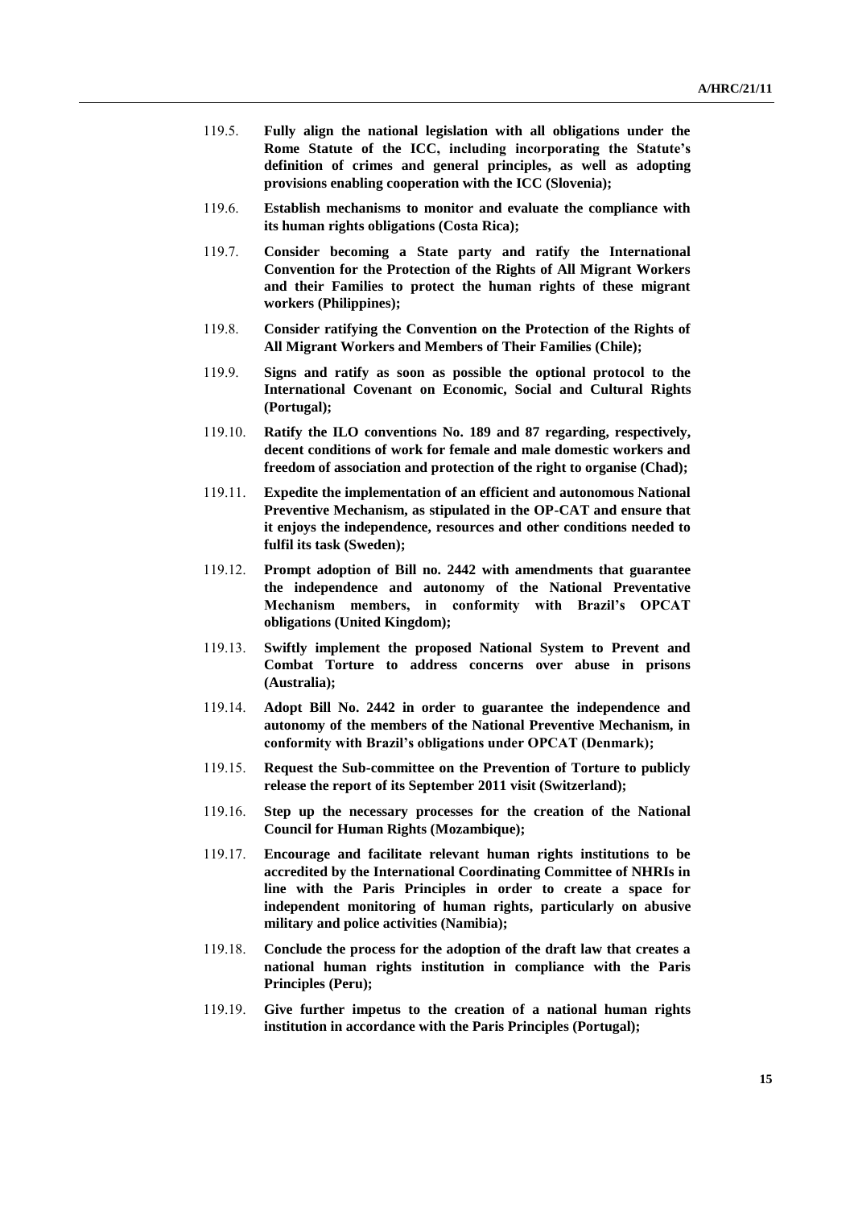119.5. **Fully align the national legislation with all obligations under the Rome Statute of the ICC, including incorporating the Statute's definition of crimes and general principles, as well as adopting provisions enabling cooperation with the ICC (Slovenia);**

119.6. **Establish mechanisms to monitor and evaluate the compliance with its human rights obligations (Costa Rica);**

119.7. **Consider becoming a State party and ratify the International Convention for the Protection of the Rights of All Migrant Workers and their Families to protect the human rights of these migrant workers (Philippines);**

119.8. **Consider ratifying the Convention on the Protection of the Rights of All Migrant Workers and Members of Their Families (Chile);**

119.9. **Signs and ratify as soon as possible the optional protocol to the International Covenant on Economic, Social and Cultural Rights (Portugal);**

119.10. **Ratify the ILO conventions No. 189 and 87 regarding, respectively, decent conditions of work for female and male domestic workers and freedom of association and protection of the right to organise (Chad);**

119.11. **Expedite the implementation of an efficient and autonomous National Preventive Mechanism, as stipulated in the OP-CAT and ensure that it enjoys the independence, resources and other conditions needed to fulfil its task (Sweden);**

119.12. **Prompt adoption of Bill no. 2442 with amendments that guarantee the independence and autonomy of the National Preventative Mechanism members, in conformity with Brazil's OPCAT obligations (United Kingdom);**

119.13. **Swiftly implement the proposed National System to Prevent and Combat Torture to address concerns over abuse in prisons (Australia);**

119.14. **Adopt Bill No. 2442 in order to guarantee the independence and autonomy of the members of the National Preventive Mechanism, in conformity with Brazil's obligations under OPCAT (Denmark);**

119.15. **Request the Sub-committee on the Prevention of Torture to publicly release the report of its September 2011 visit (Switzerland);**

119.16. **Step up the necessary processes for the creation of the National Council for Human Rights (Mozambique);**

119.17. **Encourage and facilitate relevant human rights institutions to be accredited by the International Coordinating Committee of NHRIs in line with the Paris Principles in order to create a space for independent monitoring of human rights, particularly on abusive military and police activities (Namibia);**

119.18. **Conclude the process for the adoption of the draft law that creates a national human rights institution in compliance with the Paris Principles (Peru);**

119.19. **Give further impetus to the creation of a national human rights institution in accordance with the Paris Principles (Portugal);**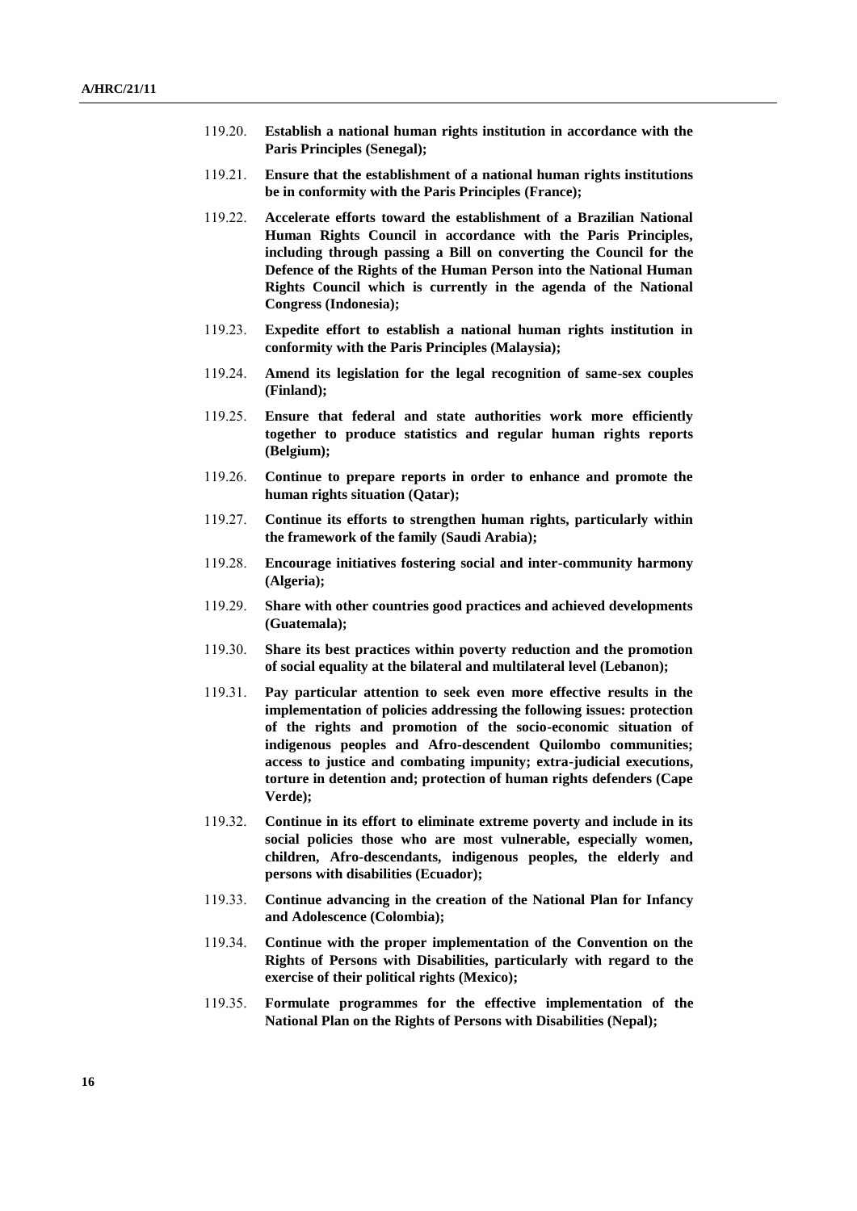119.20. **Establish a national human rights institution in accordance with the Paris Principles (Senegal);**

119.21. **Ensure that the establishment of a national human rights institutions be in conformity with the Paris Principles (France);**

119.22. **Accelerate efforts toward the establishment of a Brazilian National Human Rights Council in accordance with the Paris Principles, including through passing a Bill on converting the Council for the Defence of the Rights of the Human Person into the National Human Rights Council which is currently in the agenda of the National Congress (Indonesia);**

119.23. **Expedite effort to establish a national human rights institution in conformity with the Paris Principles (Malaysia);**

119.24. **Amend its legislation for the legal recognition of same-sex couples (Finland);**

119.25. **Ensure that federal and state authorities work more efficiently together to produce statistics and regular human rights reports (Belgium);**

119.26. **Continue to prepare reports in order to enhance and promote the human rights situation (Qatar);**

119.27. **Continue its efforts to strengthen human rights, particularly within the framework of the family (Saudi Arabia);**

119.28. **Encourage initiatives fostering social and inter-community harmony (Algeria);**

119.29. **Share with other countries good practices and achieved developments (Guatemala);**

119.30. **Share its best practices within poverty reduction and the promotion of social equality at the bilateral and multilateral level (Lebanon);**

119.31. **Pay particular attention to seek even more effective results in the implementation of policies addressing the following issues: protection of the rights and promotion of the socio-economic situation of indigenous peoples and Afro-descendent Quilombo communities; access to justice and combating impunity; extra-judicial executions, torture in detention and; protection of human rights defenders (Cape Verde);**

119.32. **Continue in its effort to eliminate extreme poverty and include in its social policies those who are most vulnerable, especially women, children, Afro-descendants, indigenous peoples, the elderly and persons with disabilities (Ecuador);**

119.33. **Continue advancing in the creation of the National Plan for Infancy and Adolescence (Colombia);**

119.34. **Continue with the proper implementation of the Convention on the Rights of Persons with Disabilities, particularly with regard to the exercise of their political rights (Mexico);**

119.35. **Formulate programmes for the effective implementation of the National Plan on the Rights of Persons with Disabilities (Nepal);**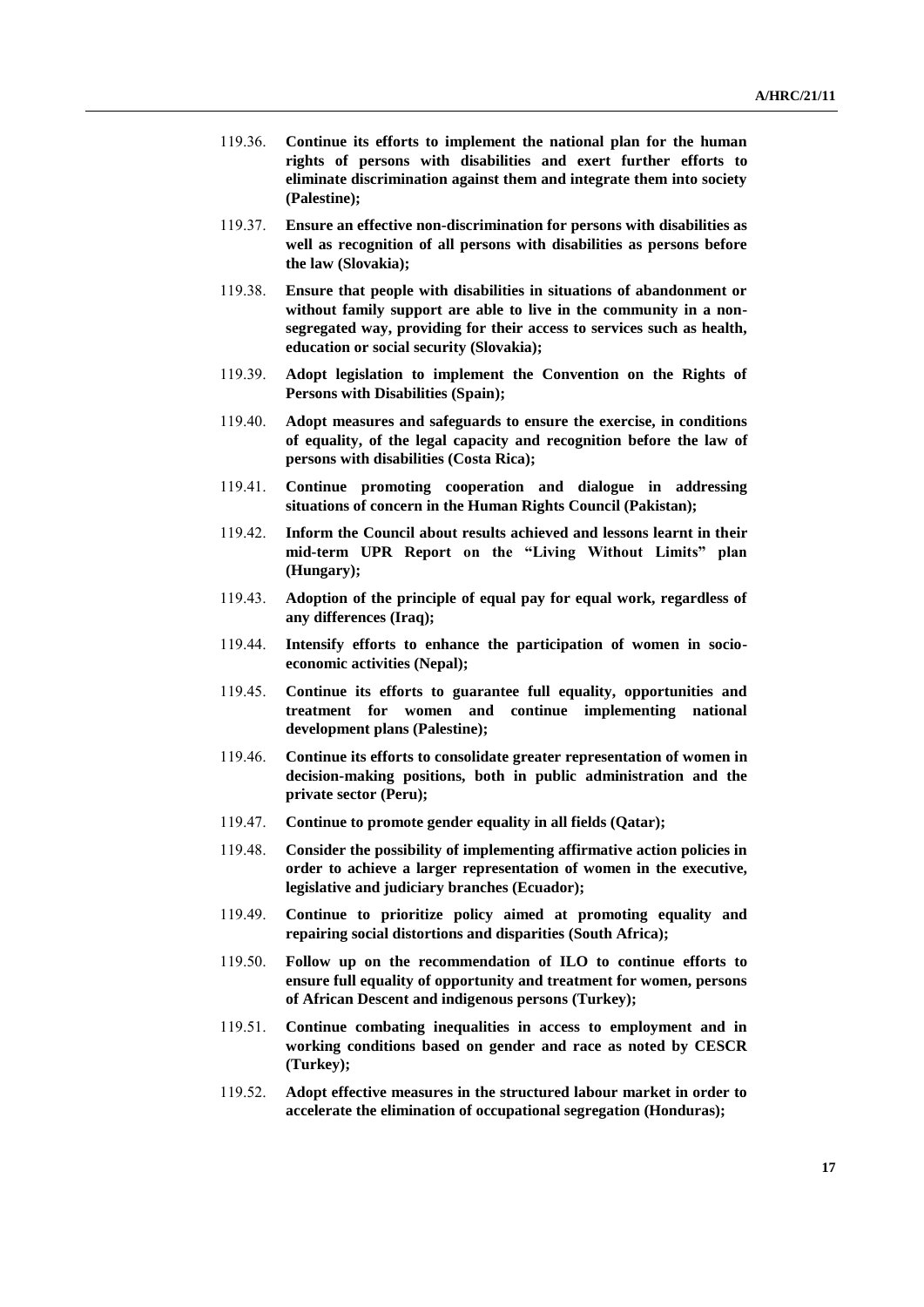119.36. **Continue its efforts to implement the national plan for the human rights of persons with disabilities and exert further efforts to eliminate discrimination against them and integrate them into society (Palestine);**

119.37. **Ensure an effective non-discrimination for persons with disabilities as well as recognition of all persons with disabilities as persons before the law (Slovakia);**

119.38. **Ensure that people with disabilities in situations of abandonment or without family support are able to live in the community in a non-segregated way, providing for their access to services such as health, education or social security (Slovakia);**

119.39. **Adopt legislation to implement the Convention on the Rights of Persons with Disabilities (Spain);**

119.40. **Adopt measures and safeguards to ensure the exercise, in conditions of equality, of the legal capacity and recognition before the law of persons with disabilities (Costa Rica);**

119.41. **Continue promoting cooperation and dialogue in addressing situations of concern in the Human Rights Council (Pakistan);**

119.42. **Inform the Council about results achieved and lessons learnt in their mid-term UPR Report on the "Living Without Limits" plan (Hungary);**

119.43. **Adoption of the principle of equal pay for equal work, regardless of any differences (Iraq);**

119.44. **Intensify efforts to enhance the participation of women in socio-economic activities (Nepal);**

119.45. **Continue its efforts to guarantee full equality, opportunities and treatment for women and continue implementing national development plans (Palestine);**

119.46. **Continue its efforts to consolidate greater representation of women in decision-making positions, both in public administration and the private sector (Peru);**

119.47. **Continue to promote gender equality in all fields (Qatar);**

119.48. **Consider the possibility of implementing affirmative action policies in order to achieve a larger representation of women in the executive, legislative and judiciary branches (Ecuador);**

119.49. **Continue to prioritize policy aimed at promoting equality and repairing social distortions and disparities (South Africa);**

119.50. **Follow up on the recommendation of ILO to continue efforts to ensure full equality of opportunity and treatment for women, persons of African Descent and indigenous persons (Turkey);**

119.51. **Continue combating inequalities in access to employment and in working conditions based on gender and race as noted by CESCR (Turkey);**

119.52. **Adopt effective measures in the structured labour market in order to accelerate the elimination of occupational segregation (Honduras);**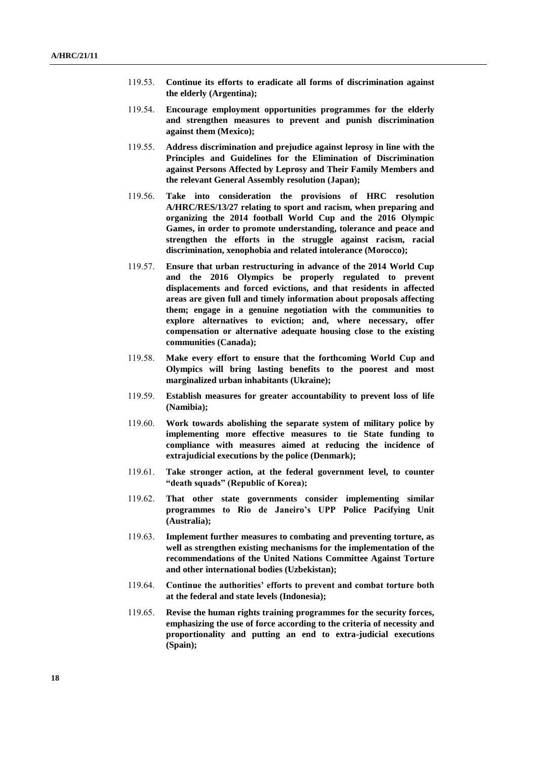119.53. **Continue its efforts to eradicate all forms of discrimination against the elderly (Argentina);**

119.54. **Encourage employment opportunities programmes for the elderly and strengthen measures to prevent and punish discrimination against them (Mexico);**

119.55. **Address discrimination and prejudice against leprosy in line with the Principles and Guidelines for the Elimination of Discrimination against Persons Affected by Leprosy and Their Family Members and the relevant General Assembly resolution (Japan);**

119.56. **Take into consideration the provisions of HRC resolution A/HRC/RES/13/27 relating to sport and racism, when preparing and organizing the 2014 football World Cup and the 2016 Olympic Games, in order to promote understanding, tolerance and peace and strengthen the efforts in the struggle against racism, racial discrimination, xenophobia and related intolerance (Morocco);**

119.57. **Ensure that urban restructuring in advance of the 2014 World Cup and the 2016 Olympics be properly regulated to prevent displacements and forced evictions, and that residents in affected areas are given full and timely information about proposals affecting them; engage in a genuine negotiation with the communities to explore alternatives to eviction; and, where necessary, offer compensation or alternative adequate housing close to the existing communities (Canada);**

119.58. **Make every effort to ensure that the forthcoming World Cup and Olympics will bring lasting benefits to the poorest and most marginalized urban inhabitants (Ukraine);**

119.59. **Establish measures for greater accountability to prevent loss of life (Namibia);**

119.60. **Work towards abolishing the separate system of military police by implementing more effective measures to tie State funding to compliance with measures aimed at reducing the incidence of extrajudicial executions by the police (Denmark);**

119.61. **Take stronger action, at the federal government level, to counter "death squads" (Republic of Korea);**

119.62. **That other state governments consider implementing similar programmes to Rio de Janeiro's UPP Police Pacifying Unit (Australia);**

119.63. **Implement further measures to combating and preventing torture, as well as strengthen existing mechanisms for the implementation of the recommendations of the United Nations Committee Against Torture and other international bodies (Uzbekistan);**

119.64. **Continue the authorities' efforts to prevent and combat torture both at the federal and state levels (Indonesia);**

119.65. **Revise the human rights training programmes for the security forces, emphasizing the use of force according to the criteria of necessity and proportionality and putting an end to extra-judicial executions (Spain);**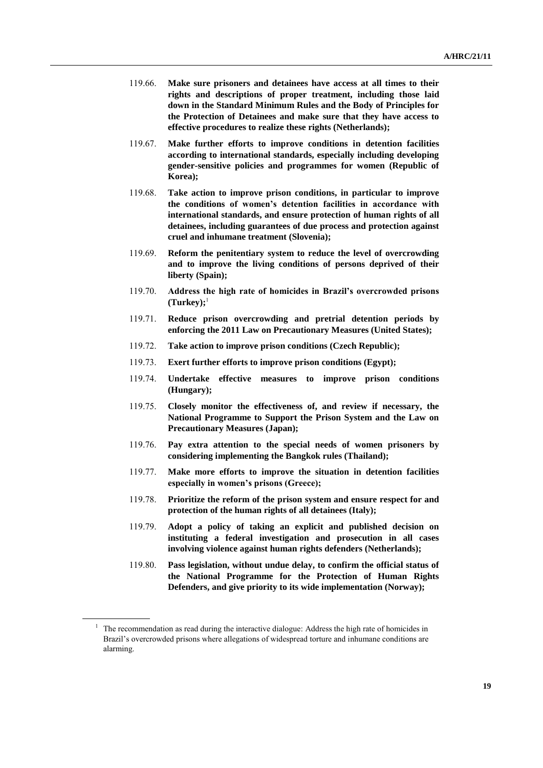119.66. **Make sure prisoners and detainees have access at all times to their rights and descriptions of proper treatment, including those laid down in the Standard Minimum Rules and the Body of Principles for the Protection of Detainees and make sure that they have access to effective procedures to realize these rights (Netherlands);**

119.67. **Make further efforts to improve conditions in detention facilities according to international standards, especially including developing gender-sensitive policies and programmes for women (Republic of Korea);**

119.68. **Take action to improve prison conditions, in particular to improve the conditions of women's detention facilities in accordance with international standards, and ensure protection of human rights of all detainees, including guarantees of due process and protection against cruel and inhumane treatment (Slovenia);**

119.69. **Reform the penitentiary system to reduce the level of overcrowding and to improve the living conditions of persons deprived of their liberty (Spain);**

119.70. **Address the high rate of homicides in Brazil's overcrowded prisons (Turkey);**[1]

119.71. **Reduce prison overcrowding and pretrial detention periods by enforcing the 2011 Law on Precautionary Measures (United States);**

119.72. **Take action to improve prison conditions (Czech Republic);**

119.73. **Exert further efforts to improve prison conditions (Egypt);**

119.74. **Undertake effective measures to improve prison conditions (Hungary);**

119.75. **Closely monitor the effectiveness of, and review if necessary, the National Programme to Support the Prison System and the Law on Precautionary Measures (Japan);**

119.76. **Pay extra attention to the special needs of women prisoners by considering implementing the Bangkok rules (Thailand);**

119.77. **Make more efforts to improve the situation in detention facilities especially in women's prisons (Greece);**

119.78. **Prioritize the reform of the prison system and ensure respect for and protection of the human rights of all detainees (Italy);**

119.79. **Adopt a policy of taking an explicit and published decision on instituting a federal investigation and prosecution in all cases involving violence against human rights defenders (Netherlands);**

119.80. **Pass legislation, without undue delay, to confirm the official status of the National Programme for the Protection of Human Rights Defenders, and give priority to its wide implementation (Norway);**

---

[1] The recommendation as read during the interactive dialogue: Address the high rate of homicides in Brazil's overcrowded prisons where allegations of widespread torture and inhumane conditions are alarming.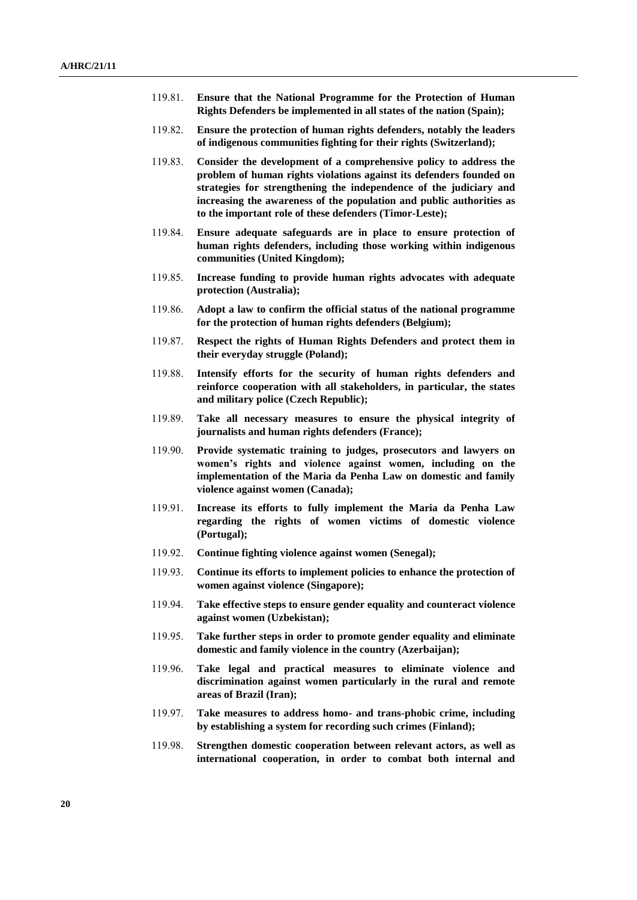119.81. **Ensure that the National Programme for the Protection of Human Rights Defenders be implemented in all states of the nation (Spain);**

119.82. **Ensure the protection of human rights defenders, notably the leaders of indigenous communities fighting for their rights (Switzerland);**

119.83. **Consider the development of a comprehensive policy to address the problem of human rights violations against its defenders founded on strategies for strengthening the independence of the judiciary and increasing the awareness of the population and public authorities as to the important role of these defenders (Timor-Leste);**

119.84. **Ensure adequate safeguards are in place to ensure protection of human rights defenders, including those working within indigenous communities (United Kingdom);**

119.85. **Increase funding to provide human rights advocates with adequate protection (Australia);**

119.86. **Adopt a law to confirm the official status of the national programme for the protection of human rights defenders (Belgium);**

119.87. **Respect the rights of Human Rights Defenders and protect them in their everyday struggle (Poland);**

119.88. **Intensify efforts for the security of human rights defenders and reinforce cooperation with all stakeholders, in particular, the states and military police (Czech Republic);**

119.89. **Take all necessary measures to ensure the physical integrity of journalists and human rights defenders (France);**

119.90. **Provide systematic training to judges, prosecutors and lawyers on women's rights and violence against women, including on the implementation of the Maria da Penha Law on domestic and family violence against women (Canada);**

119.91. **Increase its efforts to fully implement the Maria da Penha Law regarding the rights of women victims of domestic violence (Portugal);**

119.92. **Continue fighting violence against women (Senegal);**

119.93. **Continue its efforts to implement policies to enhance the protection of women against violence (Singapore);**

119.94. **Take effective steps to ensure gender equality and counteract violence against women (Uzbekistan);**

119.95. **Take further steps in order to promote gender equality and eliminate domestic and family violence in the country (Azerbaijan);**

119.96. **Take legal and practical measures to eliminate violence and discrimination against women particularly in the rural and remote areas of Brazil (Iran);**

119.97. **Take measures to address homo- and trans-phobic crime, including by establishing a system for recording such crimes (Finland);**

119.98. **Strengthen domestic cooperation between relevant actors, as well as international cooperation, in order to combat both internal and**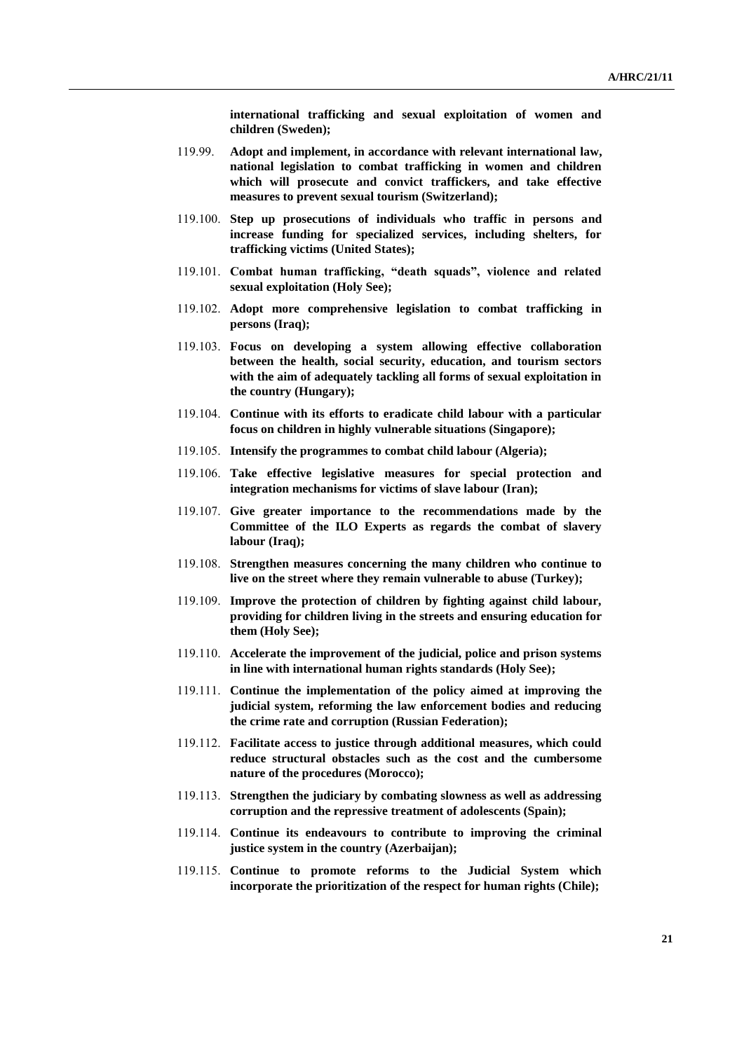**international trafficking and sexual exploitation of women and children (Sweden);**

119.99. **Adopt and implement, in accordance with relevant international law, national legislation to combat trafficking in women and children which will prosecute and convict traffickers, and take effective measures to prevent sexual tourism (Switzerland);**

119.100. **Step up prosecutions of individuals who traffic in persons and increase funding for specialized services, including shelters, for trafficking victims (United States);**

119.101. **Combat human trafficking, "death squads", violence and related sexual exploitation (Holy See);**

119.102. **Adopt more comprehensive legislation to combat trafficking in persons (Iraq);**

119.103. **Focus on developing a system allowing effective collaboration between the health, social security, education, and tourism sectors with the aim of adequately tackling all forms of sexual exploitation in the country (Hungary);**

119.104. **Continue with its efforts to eradicate child labour with a particular focus on children in highly vulnerable situations (Singapore);**

119.105. **Intensify the programmes to combat child labour (Algeria);**

119.106. **Take effective legislative measures for special protection and integration mechanisms for victims of slave labour (Iran);**

119.107. **Give greater importance to the recommendations made by the Committee of the ILO Experts as regards the combat of slavery labour (Iraq);**

119.108. **Strengthen measures concerning the many children who continue to live on the street where they remain vulnerable to abuse (Turkey);**

119.109. **Improve the protection of children by fighting against child labour, providing for children living in the streets and ensuring education for them (Holy See);**

119.110. **Accelerate the improvement of the judicial, police and prison systems in line with international human rights standards (Holy See);**

119.111. **Continue the implementation of the policy aimed at improving the judicial system, reforming the law enforcement bodies and reducing the crime rate and corruption (Russian Federation);**

119.112. **Facilitate access to justice through additional measures, which could reduce structural obstacles such as the cost and the cumbersome nature of the procedures (Morocco);**

119.113. **Strengthen the judiciary by combating slowness as well as addressing corruption and the repressive treatment of adolescents (Spain);**

119.114. **Continue its endeavours to contribute to improving the criminal justice system in the country (Azerbaijan);**

119.115. **Continue to promote reforms to the Judicial System which incorporate the prioritization of the respect for human rights (Chile);**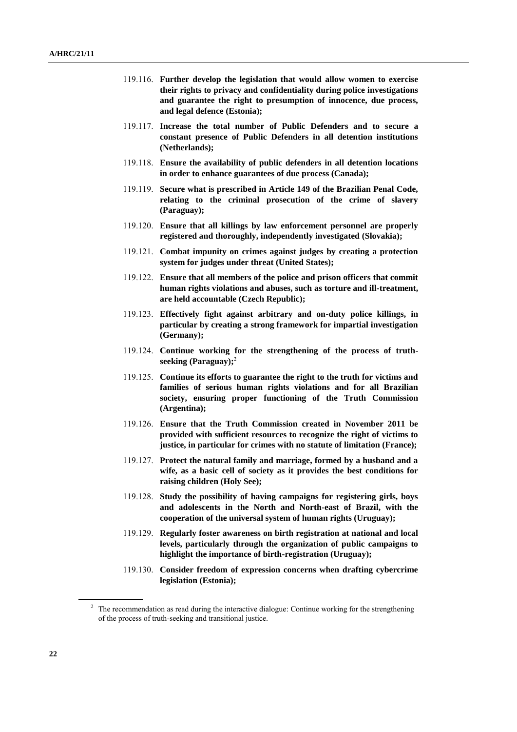119.116. **Further develop the legislation that would allow women to exercise their rights to privacy and confidentiality during police investigations and guarantee the right to presumption of innocence, due process, and legal defence (Estonia);**

119.117. **Increase the total number of Public Defenders and to secure a constant presence of Public Defenders in all detention institutions (Netherlands);**

119.118. **Ensure the availability of public defenders in all detention locations in order to enhance guarantees of due process (Canada);**

119.119. **Secure what is prescribed in Article 149 of the Brazilian Penal Code, relating to the criminal prosecution of the crime of slavery (Paraguay);**

119.120. **Ensure that all killings by law enforcement personnel are properly registered and thoroughly, independently investigated (Slovakia);**

119.121. **Combat impunity on crimes against judges by creating a protection system for judges under threat (United States);**

119.122. **Ensure that all members of the police and prison officers that commit human rights violations and abuses, such as torture and ill-treatment, are held accountable (Czech Republic);**

119.123. **Effectively fight against arbitrary and on-duty police killings, in particular by creating a strong framework for impartial investigation (Germany);**

119.124. **Continue working for the strengthening of the process of truth-seeking (Paraguay);**[2]

119.125. **Continue its efforts to guarantee the right to the truth for victims and families of serious human rights violations and for all Brazilian society, ensuring proper functioning of the Truth Commission (Argentina);**

119.126. **Ensure that the Truth Commission created in November 2011 be provided with sufficient resources to recognize the right of victims to justice, in particular for crimes with no statute of limitation (France);**

119.127. **Protect the natural family and marriage, formed by a husband and a wife, as a basic cell of society as it provides the best conditions for raising children (Holy See);**

119.128. **Study the possibility of having campaigns for registering girls, boys and adolescents in the North and North-east of Brazil, with the cooperation of the universal system of human rights (Uruguay);**

119.129. **Regularly foster awareness on birth registration at national and local levels, particularly through the organization of public campaigns to highlight the importance of birth-registration (Uruguay);**

119.130. **Consider freedom of expression concerns when drafting cybercrime legislation (Estonia);**

---

[2] The recommendation as read during the interactive dialogue: Continue working for the strengthening of the process of truth-seeking and transitional justice.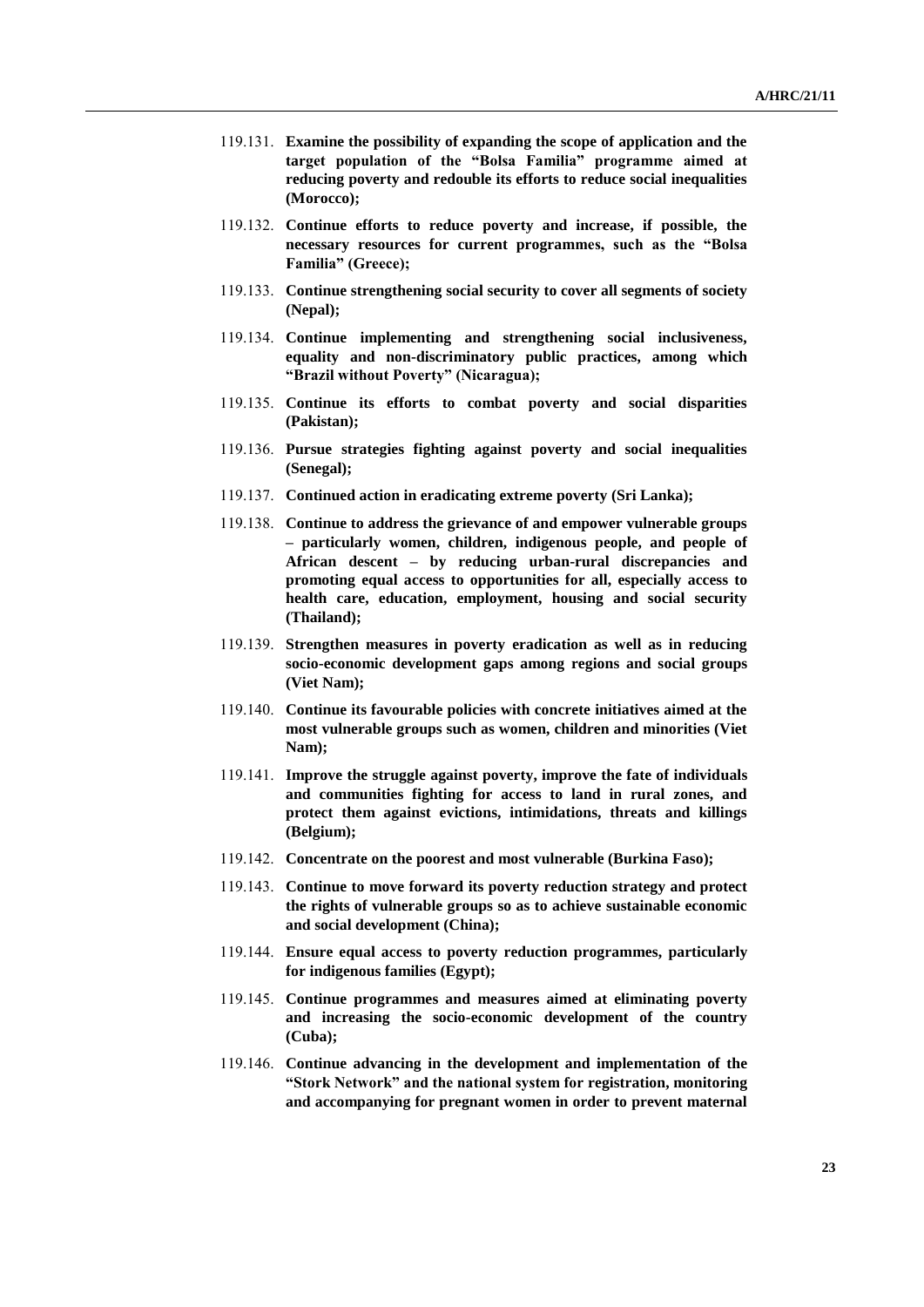119.131. **Examine the possibility of expanding the scope of application and the target population of the "Bolsa Familia" programme aimed at reducing poverty and redouble its efforts to reduce social inequalities (Morocco);**

119.132. **Continue efforts to reduce poverty and increase, if possible, the necessary resources for current programmes, such as the "Bolsa Familia" (Greece);**

119.133. **Continue strengthening social security to cover all segments of society (Nepal);**

119.134. **Continue implementing and strengthening social inclusiveness, equality and non-discriminatory public practices, among which "Brazil without Poverty" (Nicaragua);**

119.135. **Continue its efforts to combat poverty and social disparities (Pakistan);**

119.136. **Pursue strategies fighting against poverty and social inequalities (Senegal);**

119.137. **Continued action in eradicating extreme poverty (Sri Lanka);**

119.138. **Continue to address the grievance of and empower vulnerable groups – particularly women, children, indigenous people, and people of African descent – by reducing urban-rural discrepancies and promoting equal access to opportunities for all, especially access to health care, education, employment, housing and social security (Thailand);**

119.139. **Strengthen measures in poverty eradication as well as in reducing socio-economic development gaps among regions and social groups (Viet Nam);**

119.140. **Continue its favourable policies with concrete initiatives aimed at the most vulnerable groups such as women, children and minorities (Viet Nam);**

119.141. **Improve the struggle against poverty, improve the fate of individuals and communities fighting for access to land in rural zones, and protect them against evictions, intimidations, threats and killings (Belgium);**

119.142. **Concentrate on the poorest and most vulnerable (Burkina Faso);**

119.143. **Continue to move forward its poverty reduction strategy and protect the rights of vulnerable groups so as to achieve sustainable economic and social development (China);**

119.144. **Ensure equal access to poverty reduction programmes, particularly for indigenous families (Egypt);**

119.145. **Continue programmes and measures aimed at eliminating poverty and increasing the socio-economic development of the country (Cuba);**

119.146. **Continue advancing in the development and implementation of the "Stork Network" and the national system for registration, monitoring and accompanying for pregnant women in order to prevent maternal**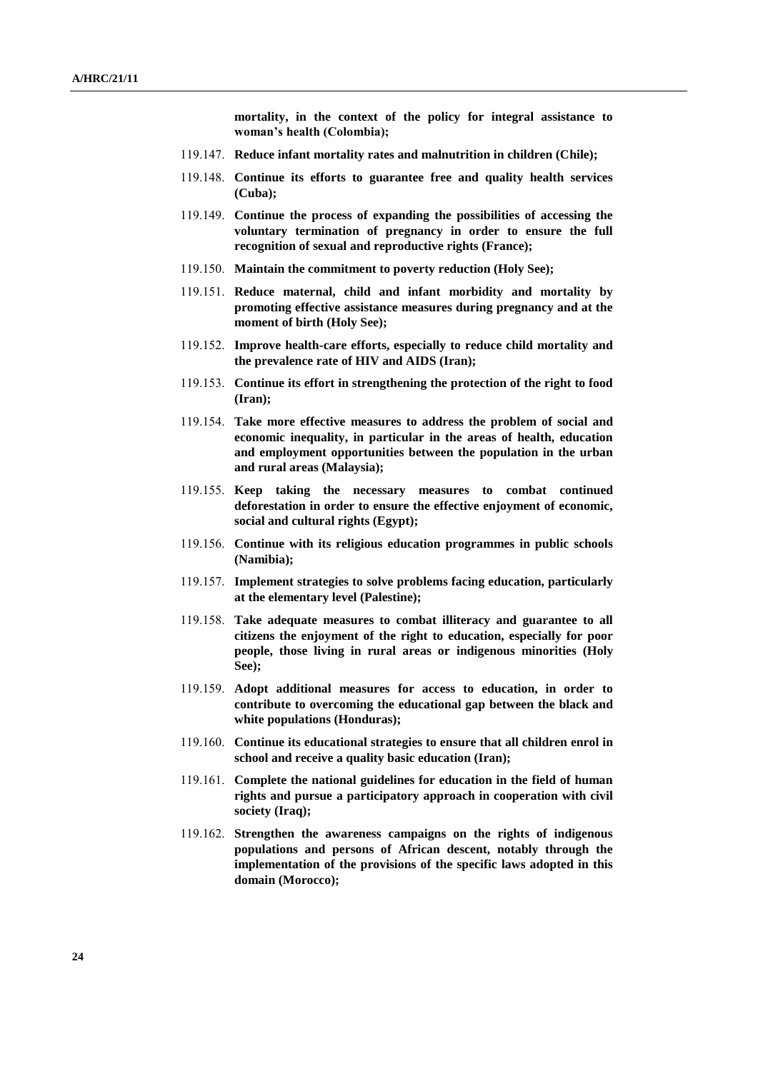**mortality, in the context of the policy for integral assistance to woman's health (Colombia);**

119.147. **Reduce infant mortality rates and malnutrition in children (Chile);**

119.148. **Continue its efforts to guarantee free and quality health services (Cuba);**

119.149. **Continue the process of expanding the possibilities of accessing the voluntary termination of pregnancy in order to ensure the full recognition of sexual and reproductive rights (France);**

119.150. **Maintain the commitment to poverty reduction (Holy See);**

119.151. **Reduce maternal, child and infant morbidity and mortality by promoting effective assistance measures during pregnancy and at the moment of birth (Holy See);**

119.152. **Improve health-care efforts, especially to reduce child mortality and the prevalence rate of HIV and AIDS (Iran);**

119.153. **Continue its effort in strengthening the protection of the right to food (Iran);**

119.154. **Take more effective measures to address the problem of social and economic inequality, in particular in the areas of health, education and employment opportunities between the population in the urban and rural areas (Malaysia);**

119.155. **Keep taking the necessary measures to combat continued deforestation in order to ensure the effective enjoyment of economic, social and cultural rights (Egypt);**

119.156. **Continue with its religious education programmes in public schools (Namibia);**

119.157. **Implement strategies to solve problems facing education, particularly at the elementary level (Palestine);**

119.158. **Take adequate measures to combat illiteracy and guarantee to all citizens the enjoyment of the right to education, especially for poor people, those living in rural areas or indigenous minorities (Holy See);**

119.159. **Adopt additional measures for access to education, in order to contribute to overcoming the educational gap between the black and white populations (Honduras);**

119.160. **Continue its educational strategies to ensure that all children enrol in school and receive a quality basic education (Iran);**

119.161. **Complete the national guidelines for education in the field of human rights and pursue a participatory approach in cooperation with civil society (Iraq);**

119.162. **Strengthen the awareness campaigns on the rights of indigenous populations and persons of African descent, notably through the implementation of the provisions of the specific laws adopted in this domain (Morocco);**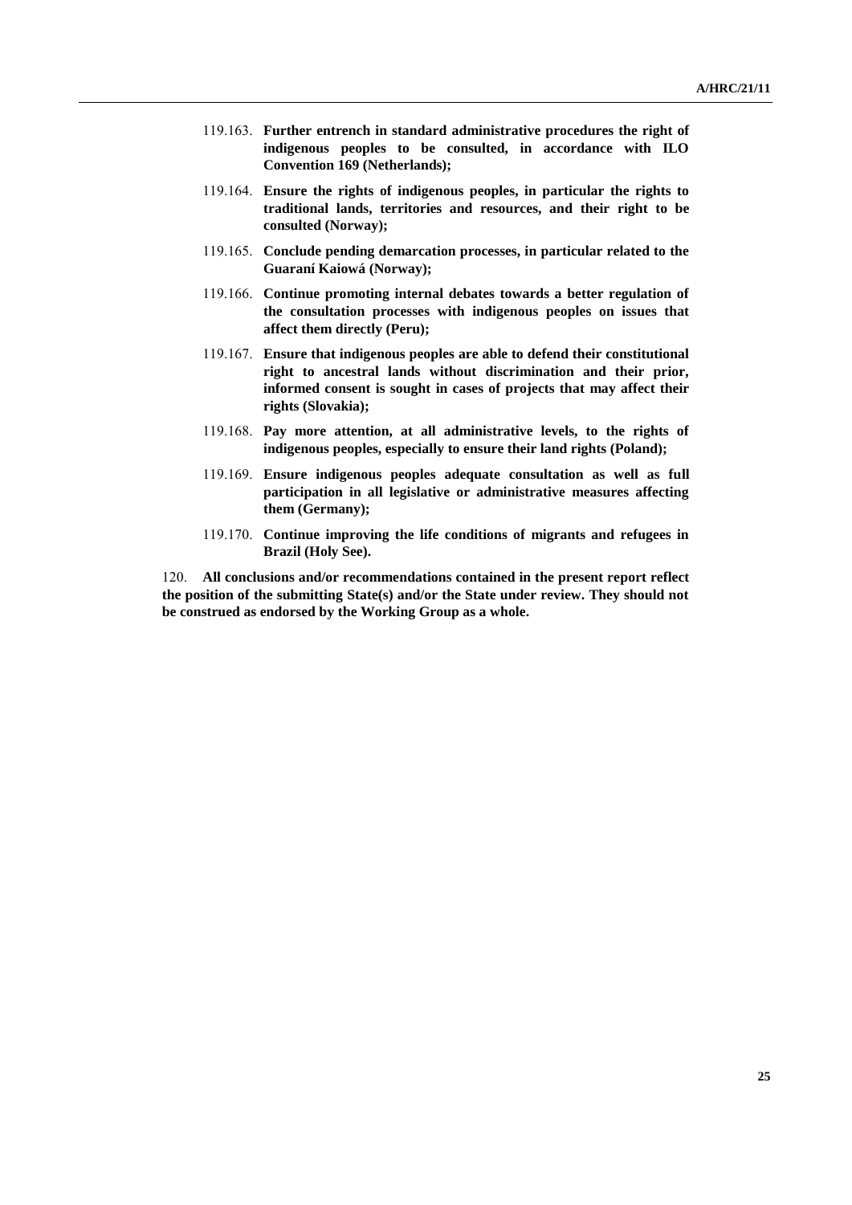119.163. **Further entrench in standard administrative procedures the right of indigenous peoples to be consulted, in accordance with ILO Convention 169 (Netherlands);**

119.164. **Ensure the rights of indigenous peoples, in particular the rights to traditional lands, territories and resources, and their right to be consulted (Norway);**

119.165. **Conclude pending demarcation processes, in particular related to the Guaraní Kaiowá (Norway);**

119.166. **Continue promoting internal debates towards a better regulation of the consultation processes with indigenous peoples on issues that affect them directly (Peru);**

119.167. **Ensure that indigenous peoples are able to defend their constitutional right to ancestral lands without discrimination and their prior, informed consent is sought in cases of projects that may affect their rights (Slovakia);**

119.168. **Pay more attention, at all administrative levels, to the rights of indigenous peoples, especially to ensure their land rights (Poland);**

119.169. **Ensure indigenous peoples adequate consultation as well as full participation in all legislative or administrative measures affecting them (Germany);**

119.170. **Continue improving the life conditions of migrants and refugees in Brazil (Holy See).**

120. **All conclusions and/or recommendations contained in the present report reflect the position of the submitting State(s) and/or the State under review. They should not be construed as endorsed by the Working Group as a whole.**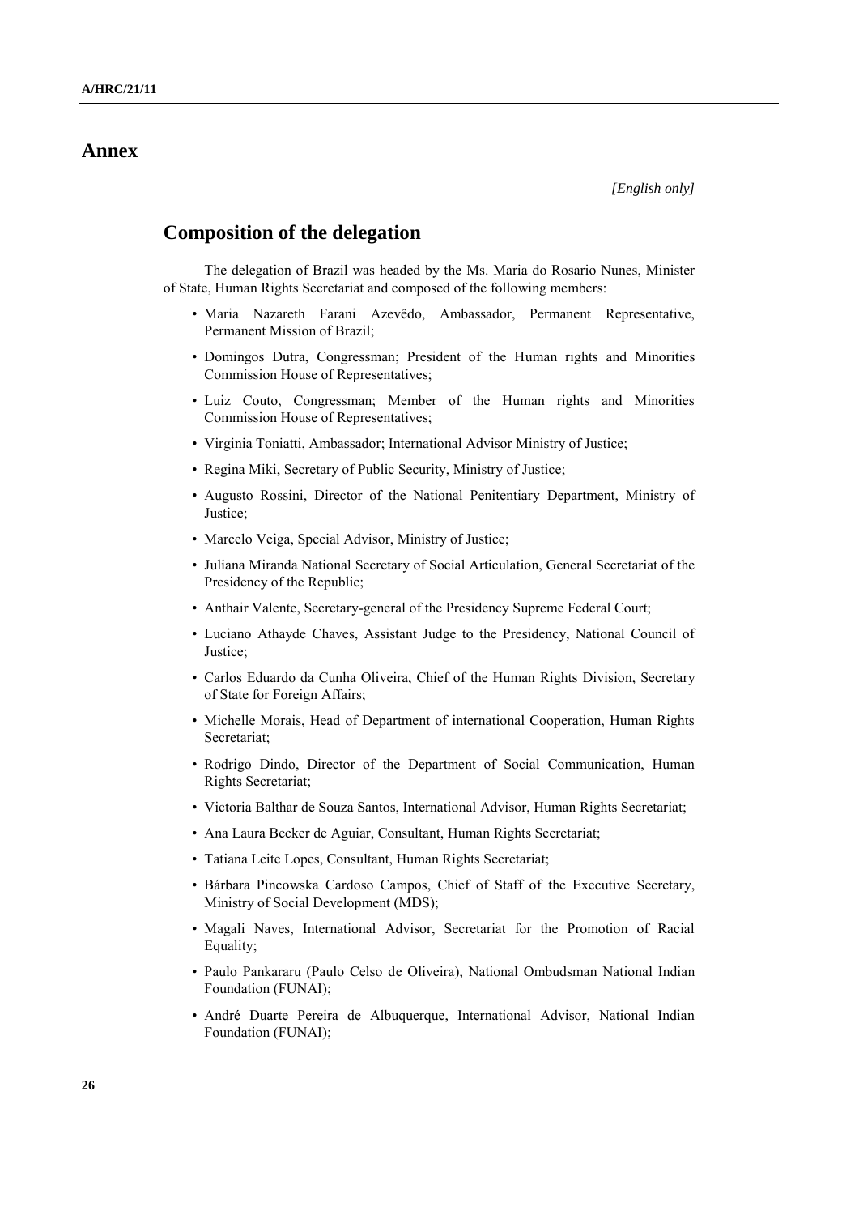# Annex

*[English only]*

## Composition of the delegation

The delegation of Brazil was headed by the Ms. Maria do Rosario Nunes, Minister of State, Human Rights Secretariat and composed of the following members:

- Maria Nazareth Farani Azevêdo, Ambassador, Permanent Representative, Permanent Mission of Brazil;
- Domingos Dutra, Congressman; President of the Human rights and Minorities Commission House of Representatives;
- Luiz Couto, Congressman; Member of the Human rights and Minorities Commission House of Representatives;
- Virginia Toniatti, Ambassador; International Advisor Ministry of Justice;
- Regina Miki, Secretary of Public Security, Ministry of Justice;
- Augusto Rossini, Director of the National Penitentiary Department, Ministry of Justice;
- Marcelo Veiga, Special Advisor, Ministry of Justice;
- Juliana Miranda National Secretary of Social Articulation, General Secretariat of the Presidency of the Republic;
- Anthair Valente, Secretary-general of the Presidency Supreme Federal Court;
- Luciano Athayde Chaves, Assistant Judge to the Presidency, National Council of Justice;
- Carlos Eduardo da Cunha Oliveira, Chief of the Human Rights Division, Secretary of State for Foreign Affairs;
- Michelle Morais, Head of Department of international Cooperation, Human Rights Secretariat;
- Rodrigo Dindo, Director of the Department of Social Communication, Human Rights Secretariat;
- Victoria Balthar de Souza Santos, International Advisor, Human Rights Secretariat;
- Ana Laura Becker de Aguiar, Consultant, Human Rights Secretariat;
- Tatiana Leite Lopes, Consultant, Human Rights Secretariat;
- Bárbara Pincowska Cardoso Campos, Chief of Staff of the Executive Secretary, Ministry of Social Development (MDS);
- Magali Naves, International Advisor, Secretariat for the Promotion of Racial Equality;
- Paulo Pankararu (Paulo Celso de Oliveira), National Ombudsman National Indian Foundation (FUNAI);
- André Duarte Pereira de Albuquerque, International Advisor, National Indian Foundation (FUNAI);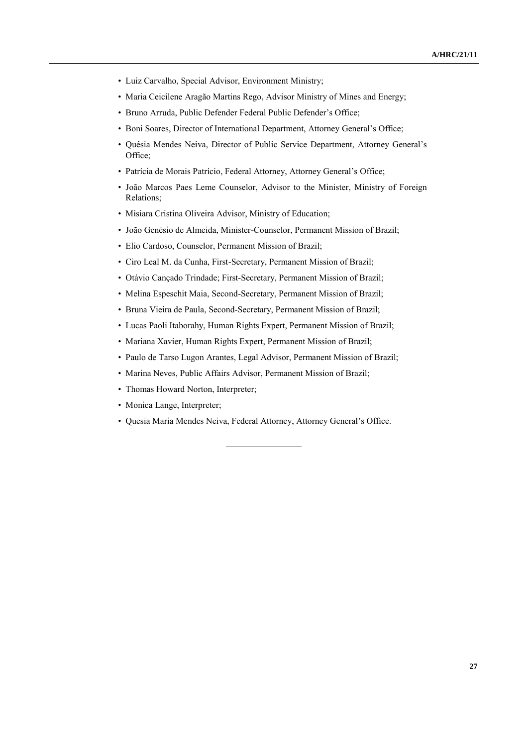- Luiz Carvalho, Special Advisor, Environment Ministry;
- Maria Ceicilene Aragão Martins Rego, Advisor Ministry of Mines and Energy;
- Bruno Arruda, Public Defender Federal Public Defender's Office;
- Boni Soares, Director of International Department, Attorney General's Office;
- Quésia Mendes Neiva, Director of Public Service Department, Attorney General's Office;
- Patrícia de Morais Patrício, Federal Attorney, Attorney General's Office;
- João Marcos Paes Leme Counselor, Advisor to the Minister, Ministry of Foreign Relations;
- Misiara Cristina Oliveira Advisor, Ministry of Education;
- João Genésio de Almeida, Minister-Counselor, Permanent Mission of Brazil;
- Elio Cardoso, Counselor, Permanent Mission of Brazil;
- Ciro Leal M. da Cunha, First-Secretary, Permanent Mission of Brazil;
- Otávio Cançado Trindade; First-Secretary, Permanent Mission of Brazil;
- Melina Espeschit Maia, Second-Secretary, Permanent Mission of Brazil;
- Bruna Vieira de Paula, Second-Secretary, Permanent Mission of Brazil;
- Lucas Paoli Itaborahy, Human Rights Expert, Permanent Mission of Brazil;
- Mariana Xavier, Human Rights Expert, Permanent Mission of Brazil;
- Paulo de Tarso Lugon Arantes, Legal Advisor, Permanent Mission of Brazil;
- Marina Neves, Public Affairs Advisor, Permanent Mission of Brazil;
- Thomas Howard Norton, Interpreter;
- Monica Lange, Interpreter;
- Quesia Maria Mendes Neiva, Federal Attorney, Attorney General's Office.